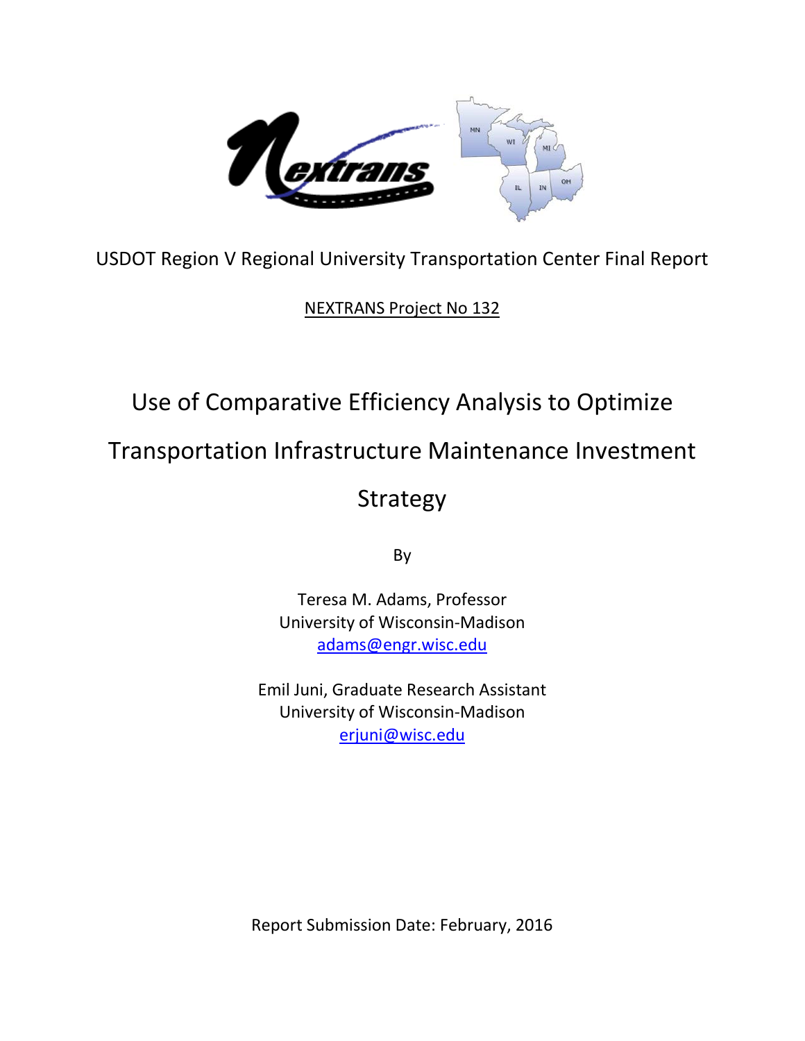USDOT Region V Regional University Transportation Center Final Report

NEXTRANS Project No 132

# Use of Comparative Efficiency Analysis to Optimize Transportation Infrastructure Maintenance Investment Strategy

By

Teresa M. Adams, Professor
University of Wisconsin-Madison
adams@engr.wisc.edu

Emil Juni, Graduate Research Assistant
University of Wisconsin-Madison
erjuni@wisc.edu

Report Submission Date: February, 2016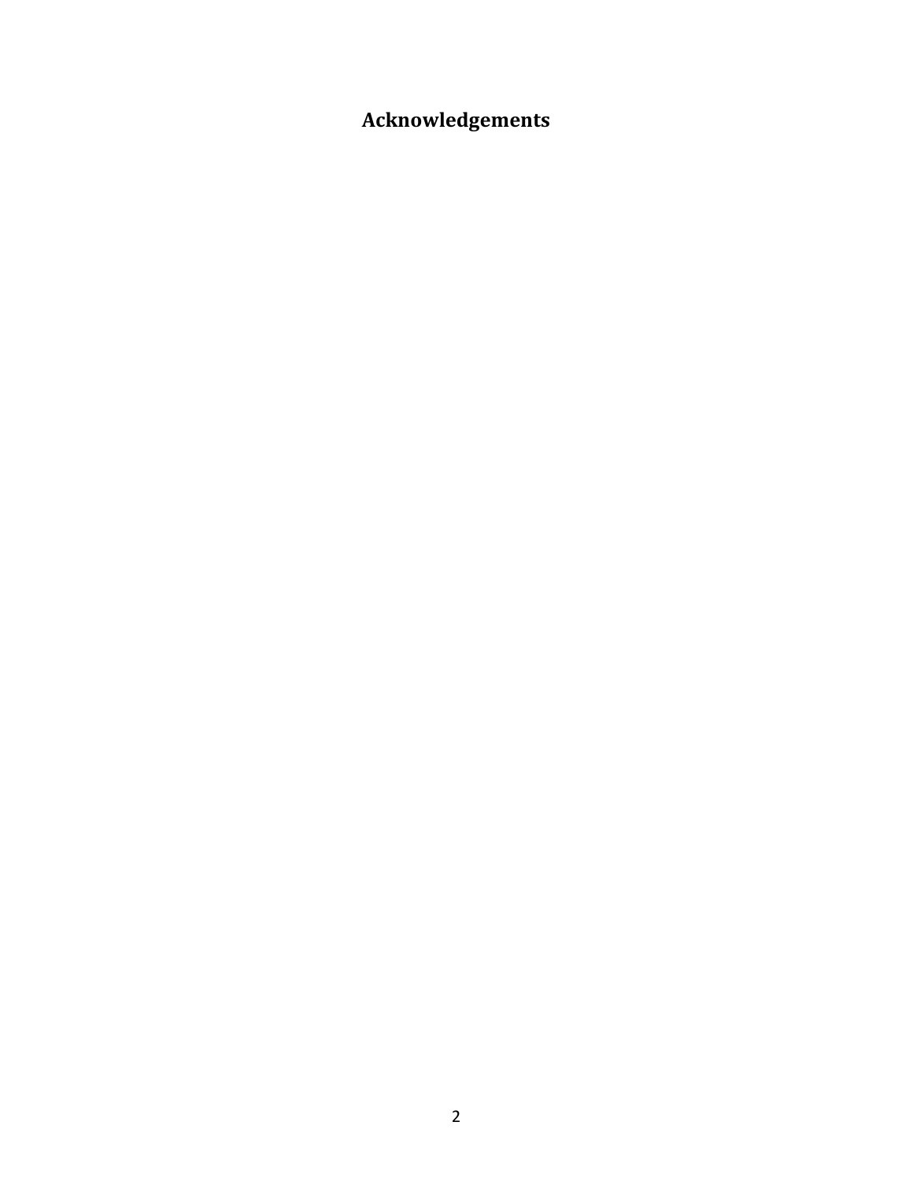# Acknowledgements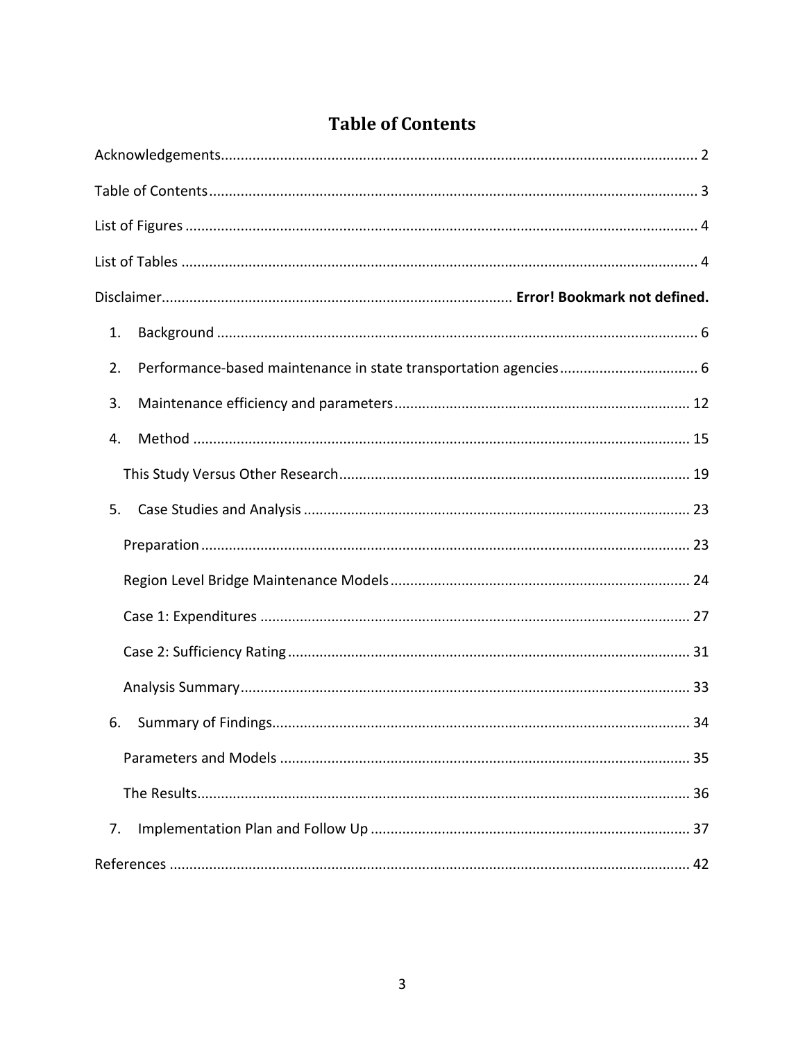# Table of Contents

Acknowledgements ........................................................................................................ 2

Table of Contents ........................................................................................................ 3

List of Figures ............................................................................................................... 4

List of Tables ................................................................................................................ 4

Disclaimer...................................................................................... **Error! Bookmark not defined.**

1. Background ........................................................................................................ 6
2. Performance-based maintenance in state transportation agencies .................................. 6
3. Maintenance efficiency and parameters ......................................................................... 12
4. Method .............................................................................................................. 15
   - This Study Versus Other Research ........................................................................ 19
5. Case Studies and Analysis ...................................................................................... 23
   - Preparation ......................................................................................................... 23
   - Region Level Bridge Maintenance Models ............................................................ 24
   - Case 1: Expenditures ............................................................................................ 27
   - Case 2: Sufficiency Rating ..................................................................................... 31
   - Analysis Summary ................................................................................................. 33
6. Summary of Findings.............................................................................................. 34
   - Parameters and Models ......................................................................................... 35
   - The Results............................................................................................................ 36
7. Implementation Plan and Follow Up ........................................................................ 37

References ................................................................................................................... 42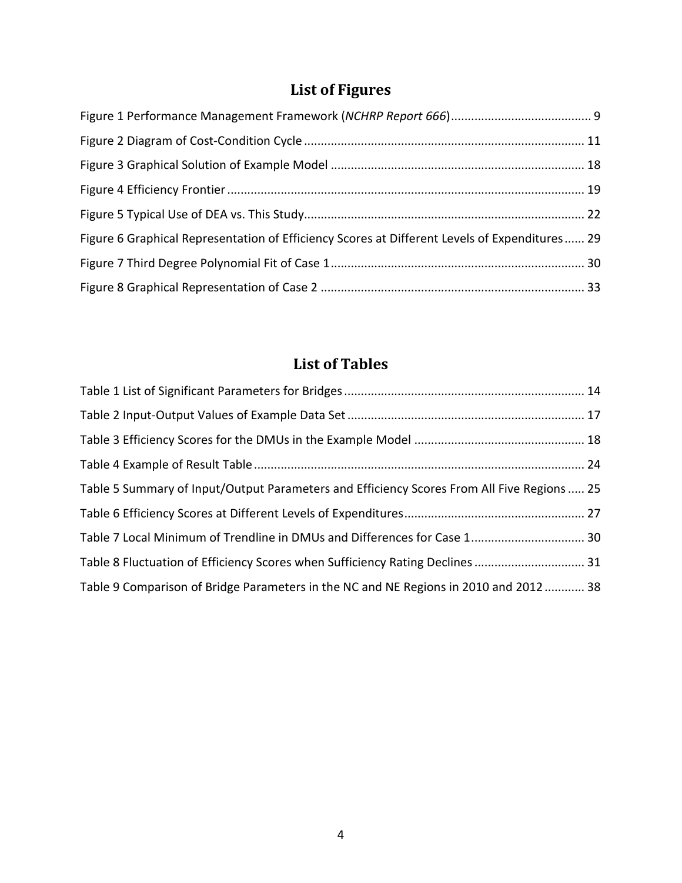# List of Figures

Figure 1 Performance Management Framework (*NCHRP Report 666*) .......................................... 9

Figure 2 Diagram of Cost-Condition Cycle ................................................................................... 11

Figure 3 Graphical Solution of Example Model ........................................................................... 18

Figure 4 Efficiency Frontier .......................................................................................................... 19

Figure 5 Typical Use of DEA vs. This Study................................................................................... 22

Figure 6 Graphical Representation of Efficiency Scores at Different Levels of Expenditures...... 29

Figure 7 Third Degree Polynomial Fit of Case 1........................................................................... 30

Figure 8 Graphical Representation of Case 2 .............................................................................. 33

# List of Tables

Table 1 List of Significant Parameters for Bridges ....................................................................... 14

Table 2 Input-Output Values of Example Data Set ...................................................................... 17

Table 3 Efficiency Scores for the DMUs in the Example Model .................................................. 18

Table 4 Example of Result Table .................................................................................................. 24

Table 5 Summary of Input/Output Parameters and Efficiency Scores From All Five Regions ..... 25

Table 6 Efficiency Scores at Different Levels of Expenditures..................................................... 27

Table 7 Local Minimum of Trendline in DMUs and Differences for Case 1.................................. 30

Table 8 Fluctuation of Efficiency Scores when Sufficiency Rating Declines ................................ 31

Table 9 Comparison of Bridge Parameters in the NC and NE Regions in 2010 and 2012 ............ 38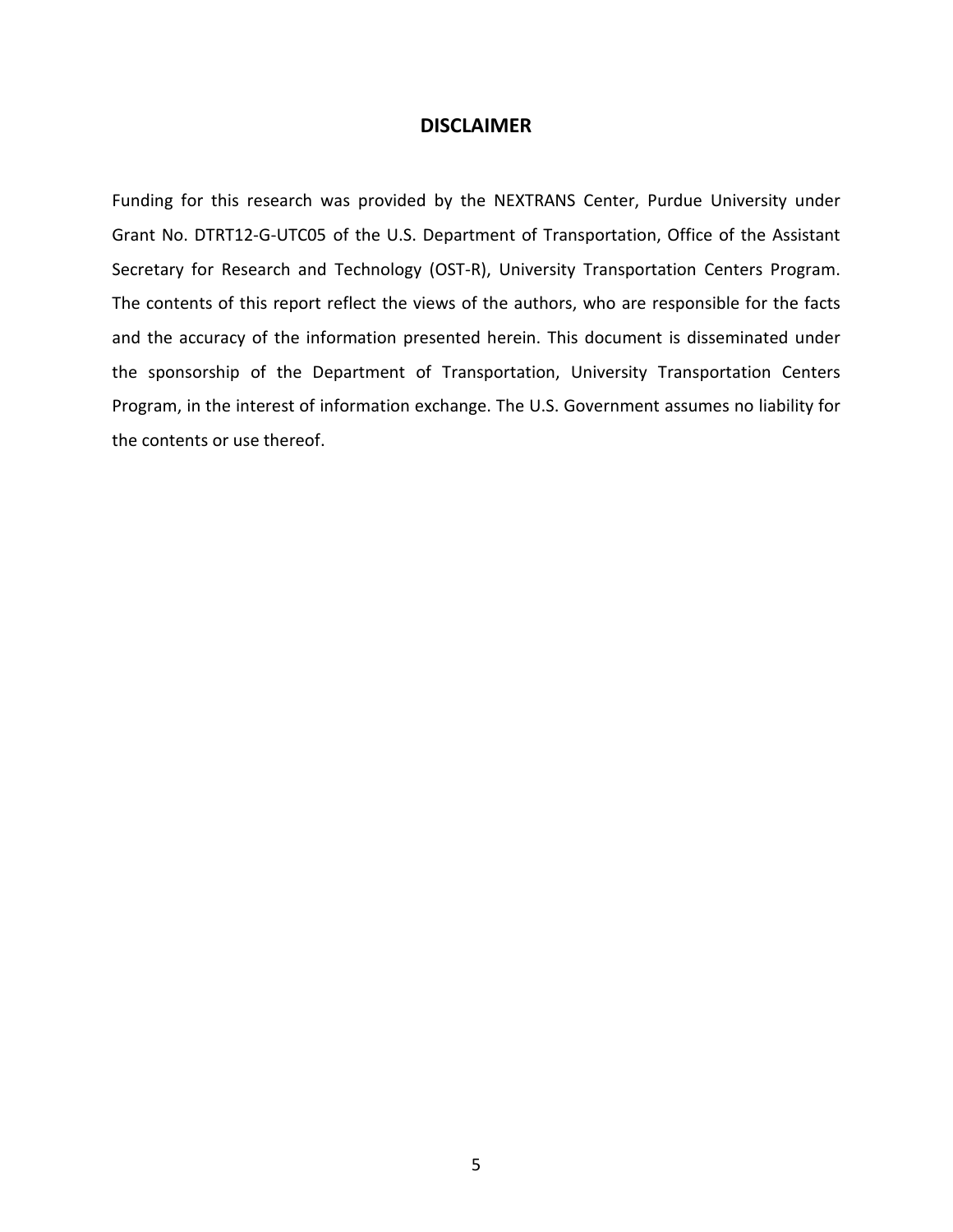## DISCLAIMER

Funding for this research was provided by the NEXTRANS Center, Purdue University under Grant No. DTRT12-G-UTC05 of the U.S. Department of Transportation, Office of the Assistant Secretary for Research and Technology (OST-R), University Transportation Centers Program. The contents of this report reflect the views of the authors, who are responsible for the facts and the accuracy of the information presented herein. This document is disseminated under the sponsorship of the Department of Transportation, University Transportation Centers Program, in the interest of information exchange. The U.S. Government assumes no liability for the contents or use thereof.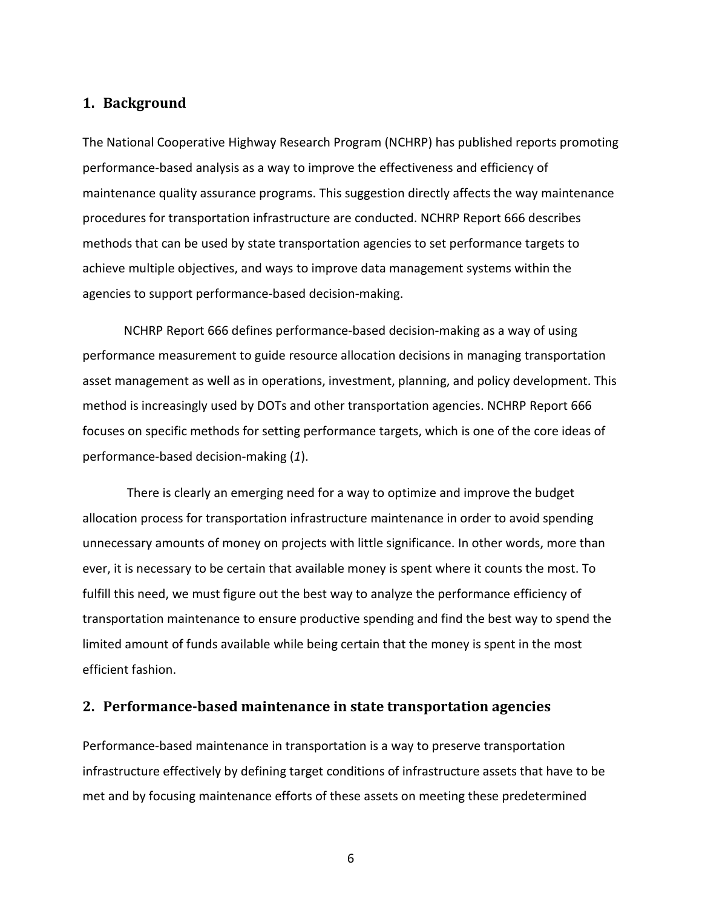## 1. Background

The National Cooperative Highway Research Program (NCHRP) has published reports promoting performance-based analysis as a way to improve the effectiveness and efficiency of maintenance quality assurance programs. This suggestion directly affects the way maintenance procedures for transportation infrastructure are conducted. NCHRP Report 666 describes methods that can be used by state transportation agencies to set performance targets to achieve multiple objectives, and ways to improve data management systems within the agencies to support performance-based decision-making.

NCHRP Report 666 defines performance-based decision-making as a way of using performance measurement to guide resource allocation decisions in managing transportation asset management as well as in operations, investment, planning, and policy development. This method is increasingly used by DOTs and other transportation agencies. NCHRP Report 666 focuses on specific methods for setting performance targets, which is one of the core ideas of performance-based decision-making (*1*).

There is clearly an emerging need for a way to optimize and improve the budget allocation process for transportation infrastructure maintenance in order to avoid spending unnecessary amounts of money on projects with little significance. In other words, more than ever, it is necessary to be certain that available money is spent where it counts the most. To fulfill this need, we must figure out the best way to analyze the performance efficiency of transportation maintenance to ensure productive spending and find the best way to spend the limited amount of funds available while being certain that the money is spent in the most efficient fashion.

## 2. Performance-based maintenance in state transportation agencies

Performance-based maintenance in transportation is a way to preserve transportation infrastructure effectively by defining target conditions of infrastructure assets that have to be met and by focusing maintenance efforts of these assets on meeting these predetermined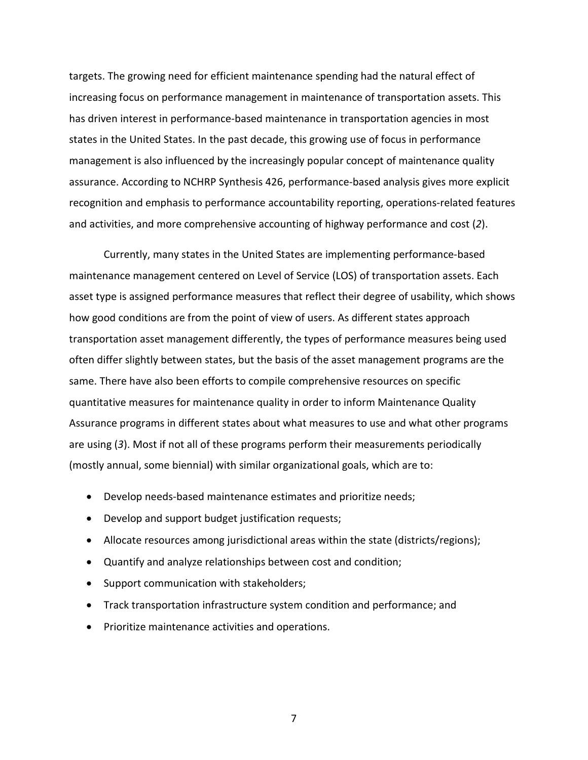targets. The growing need for efficient maintenance spending had the natural effect of increasing focus on performance management in maintenance of transportation assets. This has driven interest in performance-based maintenance in transportation agencies in most states in the United States. In the past decade, this growing use of focus in performance management is also influenced by the increasingly popular concept of maintenance quality assurance. According to NCHRP Synthesis 426, performance-based analysis gives more explicit recognition and emphasis to performance accountability reporting, operations-related features and activities, and more comprehensive accounting of highway performance and cost (*2*).

Currently, many states in the United States are implementing performance-based maintenance management centered on Level of Service (LOS) of transportation assets. Each asset type is assigned performance measures that reflect their degree of usability, which shows how good conditions are from the point of view of users. As different states approach transportation asset management differently, the types of performance measures being used often differ slightly between states, but the basis of the asset management programs are the same. There have also been efforts to compile comprehensive resources on specific quantitative measures for maintenance quality in order to inform Maintenance Quality Assurance programs in different states about what measures to use and what other programs are using (*3*). Most if not all of these programs perform their measurements periodically (mostly annual, some biennial) with similar organizational goals, which are to:

- Develop needs-based maintenance estimates and prioritize needs;
- Develop and support budget justification requests;
- Allocate resources among jurisdictional areas within the state (districts/regions);
- Quantify and analyze relationships between cost and condition;
- Support communication with stakeholders;
- Track transportation infrastructure system condition and performance; and
- Prioritize maintenance activities and operations.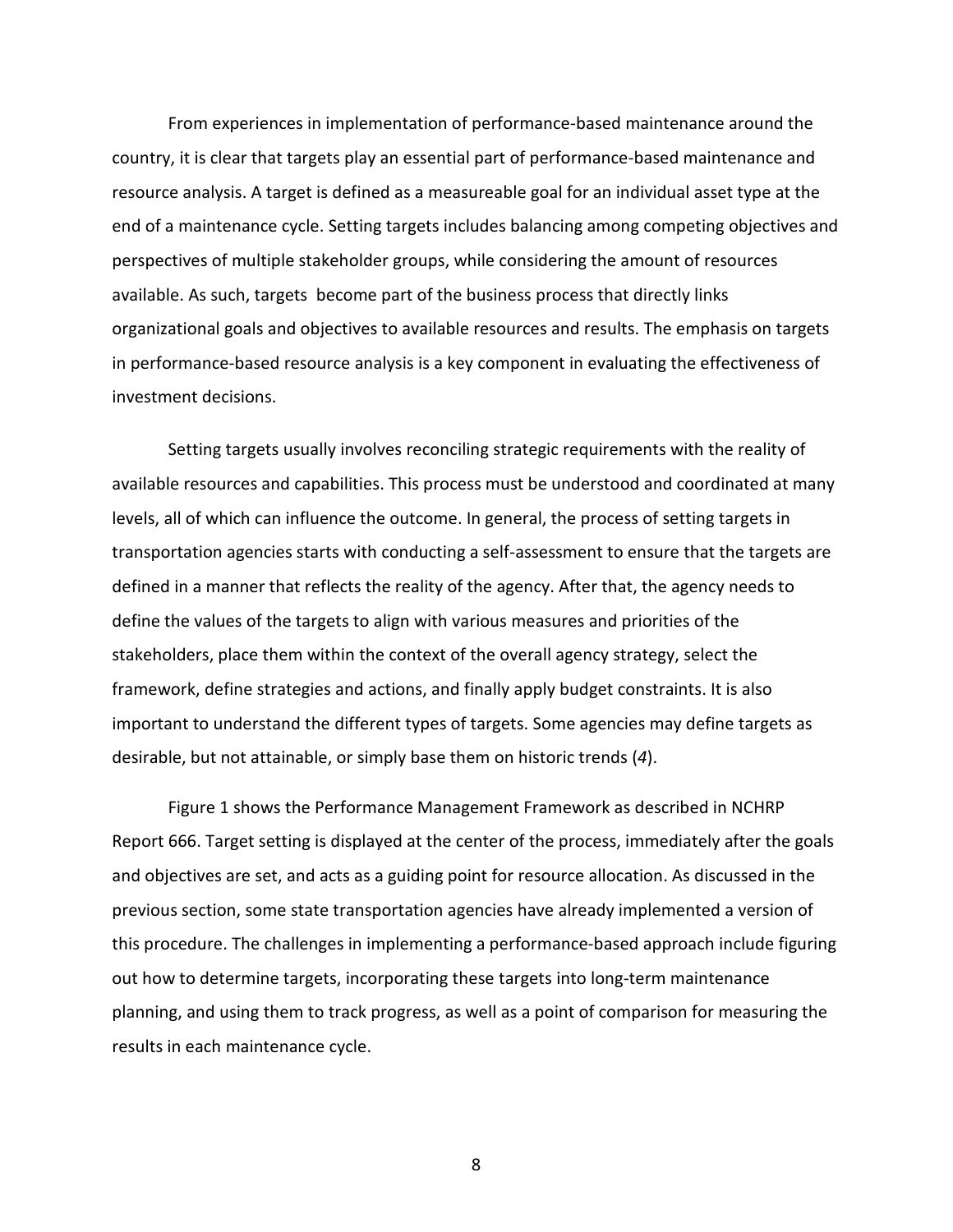From experiences in implementation of performance-based maintenance around the country, it is clear that targets play an essential part of performance-based maintenance and resource analysis. A target is defined as a measureable goal for an individual asset type at the end of a maintenance cycle. Setting targets includes balancing among competing objectives and perspectives of multiple stakeholder groups, while considering the amount of resources available. As such, targets become part of the business process that directly links organizational goals and objectives to available resources and results. The emphasis on targets in performance-based resource analysis is a key component in evaluating the effectiveness of investment decisions.

Setting targets usually involves reconciling strategic requirements with the reality of available resources and capabilities. This process must be understood and coordinated at many levels, all of which can influence the outcome. In general, the process of setting targets in transportation agencies starts with conducting a self-assessment to ensure that the targets are defined in a manner that reflects the reality of the agency. After that, the agency needs to define the values of the targets to align with various measures and priorities of the stakeholders, place them within the context of the overall agency strategy, select the framework, define strategies and actions, and finally apply budget constraints. It is also important to understand the different types of targets. Some agencies may define targets as desirable, but not attainable, or simply base them on historic trends (*4*).

Figure 1 shows the Performance Management Framework as described in NCHRP Report 666. Target setting is displayed at the center of the process, immediately after the goals and objectives are set, and acts as a guiding point for resource allocation. As discussed in the previous section, some state transportation agencies have already implemented a version of this procedure. The challenges in implementing a performance-based approach include figuring out how to determine targets, incorporating these targets into long-term maintenance planning, and using them to track progress, as well as a point of comparison for measuring the results in each maintenance cycle.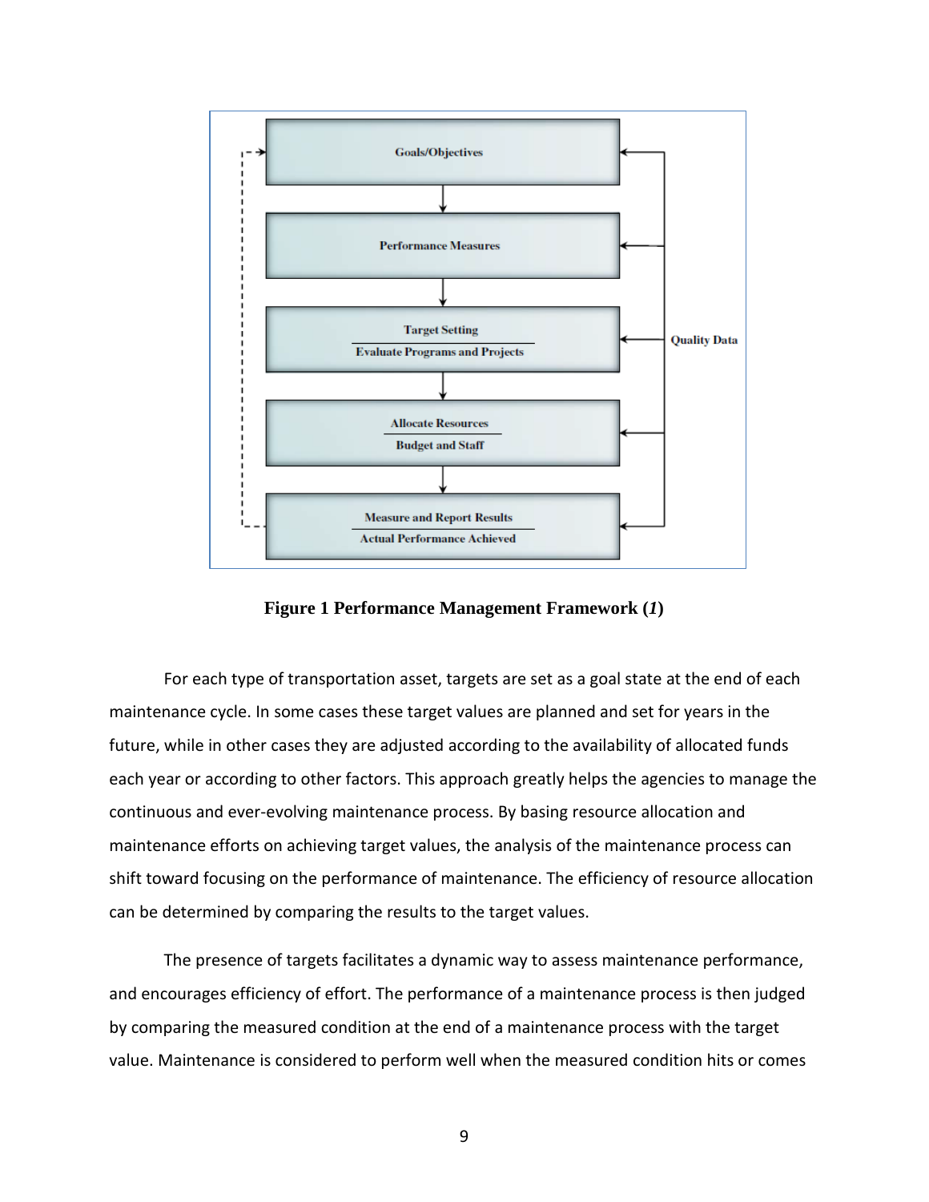**Figure 1 Performance Management Framework (*1*)**

For each type of transportation asset, targets are set as a goal state at the end of each maintenance cycle. In some cases these target values are planned and set for years in the future, while in other cases they are adjusted according to the availability of allocated funds each year or according to other factors. This approach greatly helps the agencies to manage the continuous and ever-evolving maintenance process. By basing resource allocation and maintenance efforts on achieving target values, the analysis of the maintenance process can shift toward focusing on the performance of maintenance. The efficiency of resource allocation can be determined by comparing the results to the target values.

The presence of targets facilitates a dynamic way to assess maintenance performance, and encourages efficiency of effort. The performance of a maintenance process is then judged by comparing the measured condition at the end of a maintenance process with the target value. Maintenance is considered to perform well when the measured condition hits or comes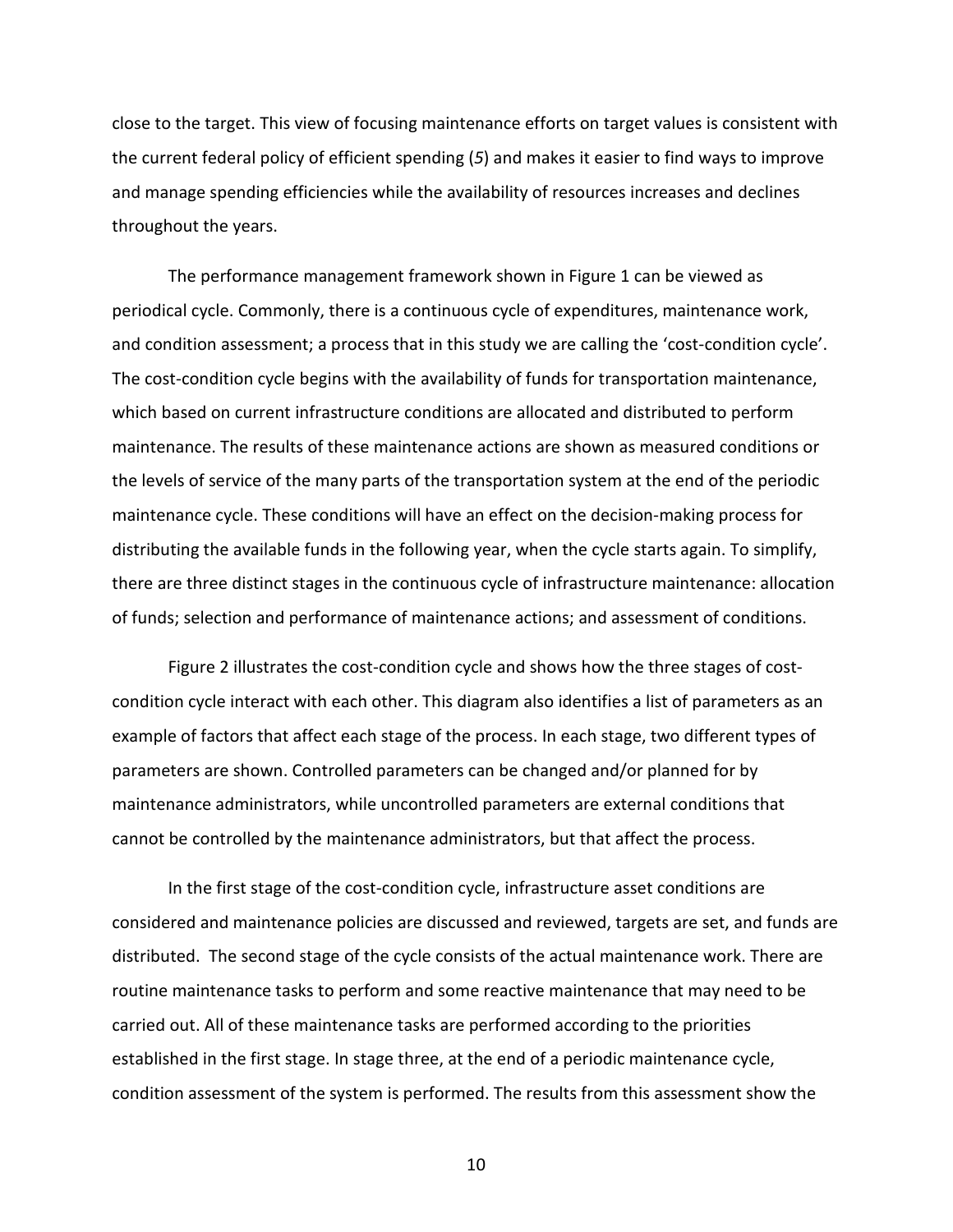close to the target. This view of focusing maintenance efforts on target values is consistent with the current federal policy of efficient spending (*5*) and makes it easier to find ways to improve and manage spending efficiencies while the availability of resources increases and declines throughout the years.

The performance management framework shown in Figure 1 can be viewed as periodical cycle. Commonly, there is a continuous cycle of expenditures, maintenance work, and condition assessment; a process that in this study we are calling the 'cost-condition cycle'. The cost-condition cycle begins with the availability of funds for transportation maintenance, which based on current infrastructure conditions are allocated and distributed to perform maintenance. The results of these maintenance actions are shown as measured conditions or the levels of service of the many parts of the transportation system at the end of the periodic maintenance cycle. These conditions will have an effect on the decision-making process for distributing the available funds in the following year, when the cycle starts again. To simplify, there are three distinct stages in the continuous cycle of infrastructure maintenance: allocation of funds; selection and performance of maintenance actions; and assessment of conditions.

Figure 2 illustrates the cost-condition cycle and shows how the three stages of cost-condition cycle interact with each other. This diagram also identifies a list of parameters as an example of factors that affect each stage of the process. In each stage, two different types of parameters are shown. Controlled parameters can be changed and/or planned for by maintenance administrators, while uncontrolled parameters are external conditions that cannot be controlled by the maintenance administrators, but that affect the process.

In the first stage of the cost-condition cycle, infrastructure asset conditions are considered and maintenance policies are discussed and reviewed, targets are set, and funds are distributed. The second stage of the cycle consists of the actual maintenance work. There are routine maintenance tasks to perform and some reactive maintenance that may need to be carried out. All of these maintenance tasks are performed according to the priorities established in the first stage. In stage three, at the end of a periodic maintenance cycle, condition assessment of the system is performed. The results from this assessment show the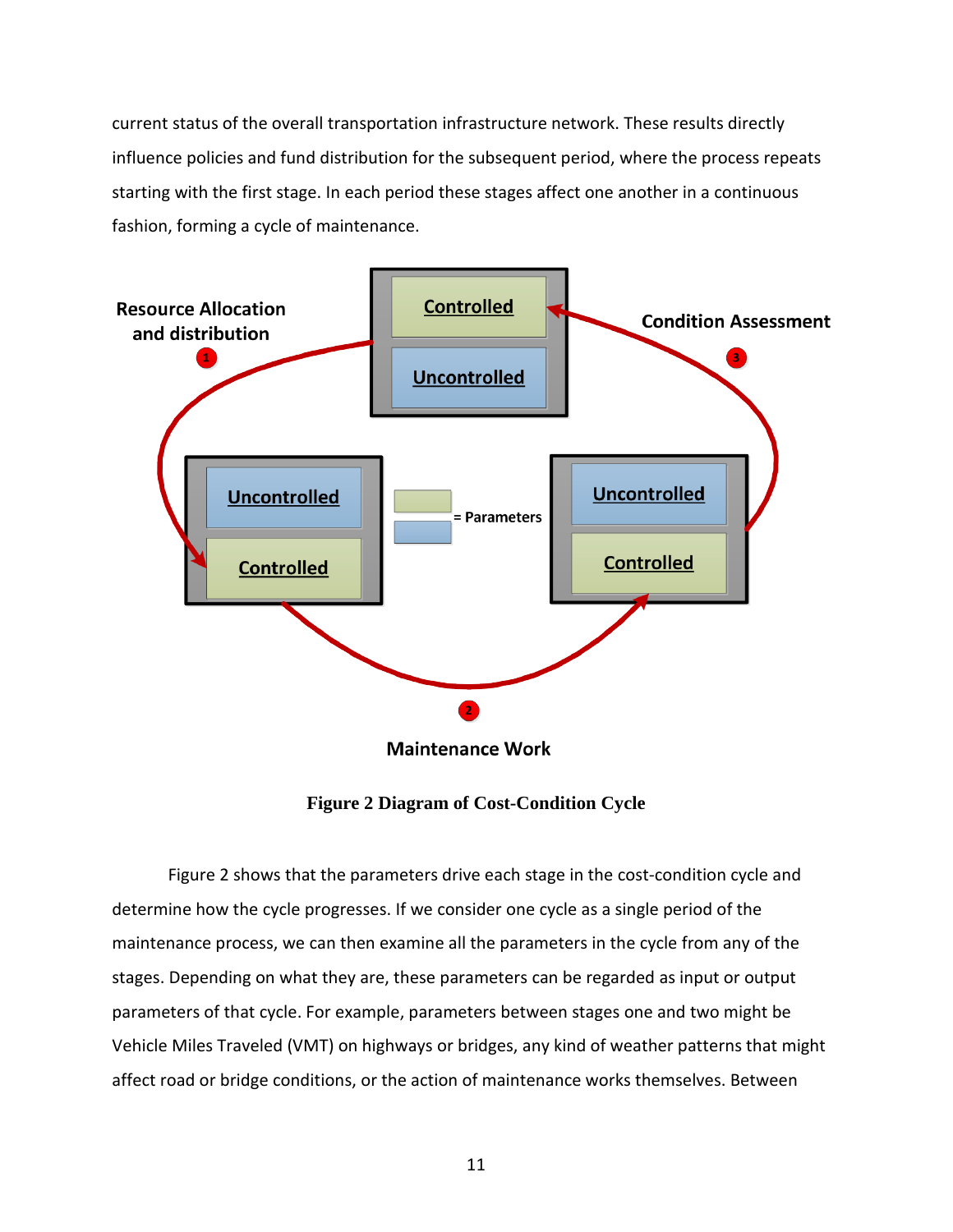current status of the overall transportation infrastructure network. These results directly influence policies and fund distribution for the subsequent period, where the process repeats starting with the first stage. In each period these stages affect one another in a continuous fashion, forming a cycle of maintenance.

**Figure 2 Diagram of Cost-Condition Cycle**

Figure 2 shows that the parameters drive each stage in the cost-condition cycle and determine how the cycle progresses. If we consider one cycle as a single period of the maintenance process, we can then examine all the parameters in the cycle from any of the stages. Depending on what they are, these parameters can be regarded as input or output parameters of that cycle. For example, parameters between stages one and two might be Vehicle Miles Traveled (VMT) on highways or bridges, any kind of weather patterns that might affect road or bridge conditions, or the action of maintenance works themselves. Between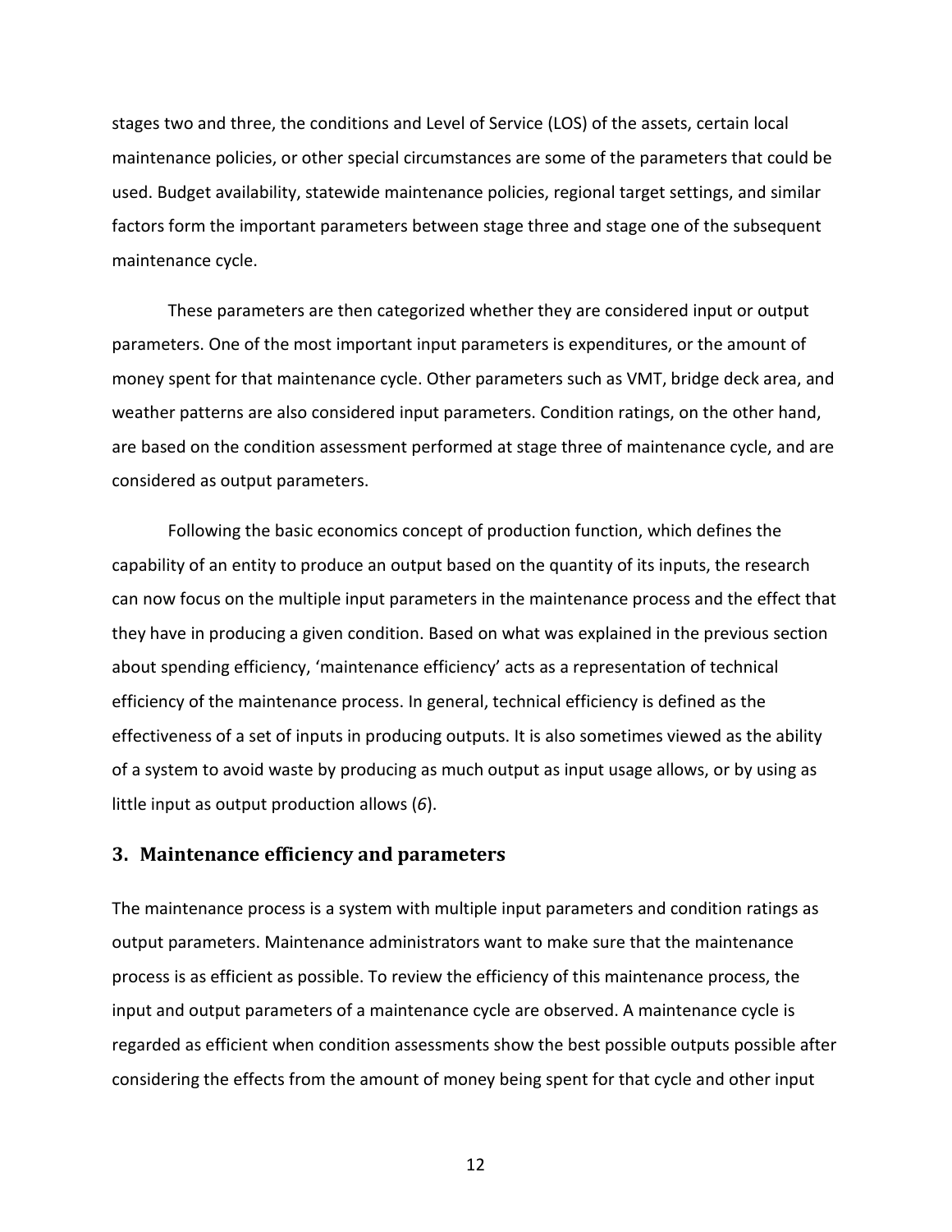stages two and three, the conditions and Level of Service (LOS) of the assets, certain local maintenance policies, or other special circumstances are some of the parameters that could be used. Budget availability, statewide maintenance policies, regional target settings, and similar factors form the important parameters between stage three and stage one of the subsequent maintenance cycle.

These parameters are then categorized whether they are considered input or output parameters. One of the most important input parameters is expenditures, or the amount of money spent for that maintenance cycle. Other parameters such as VMT, bridge deck area, and weather patterns are also considered input parameters. Condition ratings, on the other hand, are based on the condition assessment performed at stage three of maintenance cycle, and are considered as output parameters.

Following the basic economics concept of production function, which defines the capability of an entity to produce an output based on the quantity of its inputs, the research can now focus on the multiple input parameters in the maintenance process and the effect that they have in producing a given condition. Based on what was explained in the previous section about spending efficiency, 'maintenance efficiency' acts as a representation of technical efficiency of the maintenance process. In general, technical efficiency is defined as the effectiveness of a set of inputs in producing outputs. It is also sometimes viewed as the ability of a system to avoid waste by producing as much output as input usage allows, or by using as little input as output production allows (*6*).

## 3. Maintenance efficiency and parameters

The maintenance process is a system with multiple input parameters and condition ratings as output parameters. Maintenance administrators want to make sure that the maintenance process is as efficient as possible. To review the efficiency of this maintenance process, the input and output parameters of a maintenance cycle are observed. A maintenance cycle is regarded as efficient when condition assessments show the best possible outputs possible after considering the effects from the amount of money being spent for that cycle and other input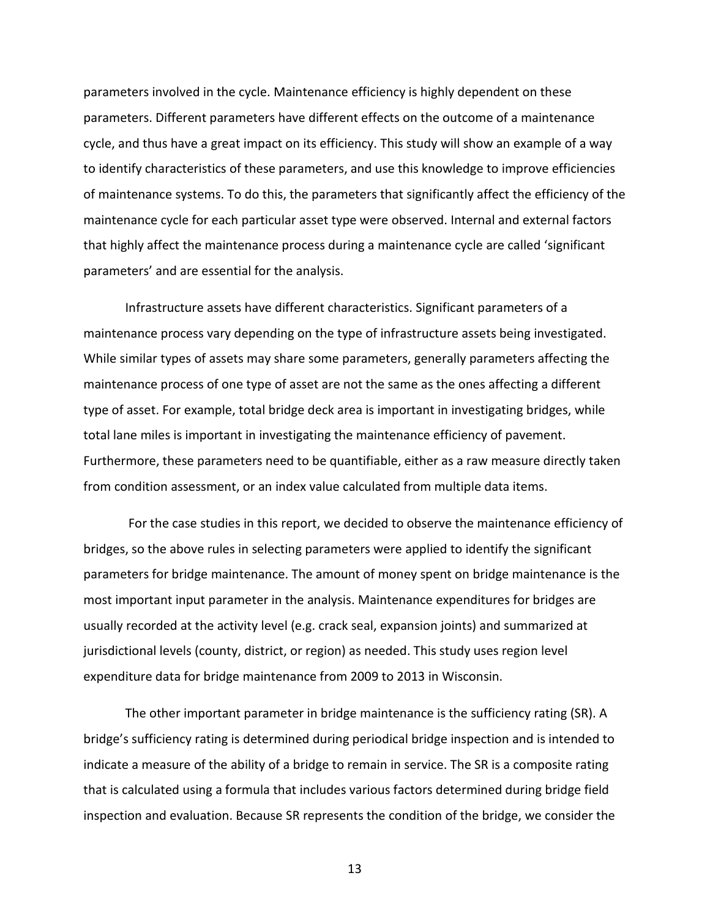parameters involved in the cycle. Maintenance efficiency is highly dependent on these parameters. Different parameters have different effects on the outcome of a maintenance cycle, and thus have a great impact on its efficiency. This study will show an example of a way to identify characteristics of these parameters, and use this knowledge to improve efficiencies of maintenance systems. To do this, the parameters that significantly affect the efficiency of the maintenance cycle for each particular asset type were observed. Internal and external factors that highly affect the maintenance process during a maintenance cycle are called 'significant parameters' and are essential for the analysis.

Infrastructure assets have different characteristics. Significant parameters of a maintenance process vary depending on the type of infrastructure assets being investigated. While similar types of assets may share some parameters, generally parameters affecting the maintenance process of one type of asset are not the same as the ones affecting a different type of asset. For example, total bridge deck area is important in investigating bridges, while total lane miles is important in investigating the maintenance efficiency of pavement. Furthermore, these parameters need to be quantifiable, either as a raw measure directly taken from condition assessment, or an index value calculated from multiple data items.

For the case studies in this report, we decided to observe the maintenance efficiency of bridges, so the above rules in selecting parameters were applied to identify the significant parameters for bridge maintenance. The amount of money spent on bridge maintenance is the most important input parameter in the analysis. Maintenance expenditures for bridges are usually recorded at the activity level (e.g. crack seal, expansion joints) and summarized at jurisdictional levels (county, district, or region) as needed. This study uses region level expenditure data for bridge maintenance from 2009 to 2013 in Wisconsin.

The other important parameter in bridge maintenance is the sufficiency rating (SR). A bridge's sufficiency rating is determined during periodical bridge inspection and is intended to indicate a measure of the ability of a bridge to remain in service. The SR is a composite rating that is calculated using a formula that includes various factors determined during bridge field inspection and evaluation. Because SR represents the condition of the bridge, we consider the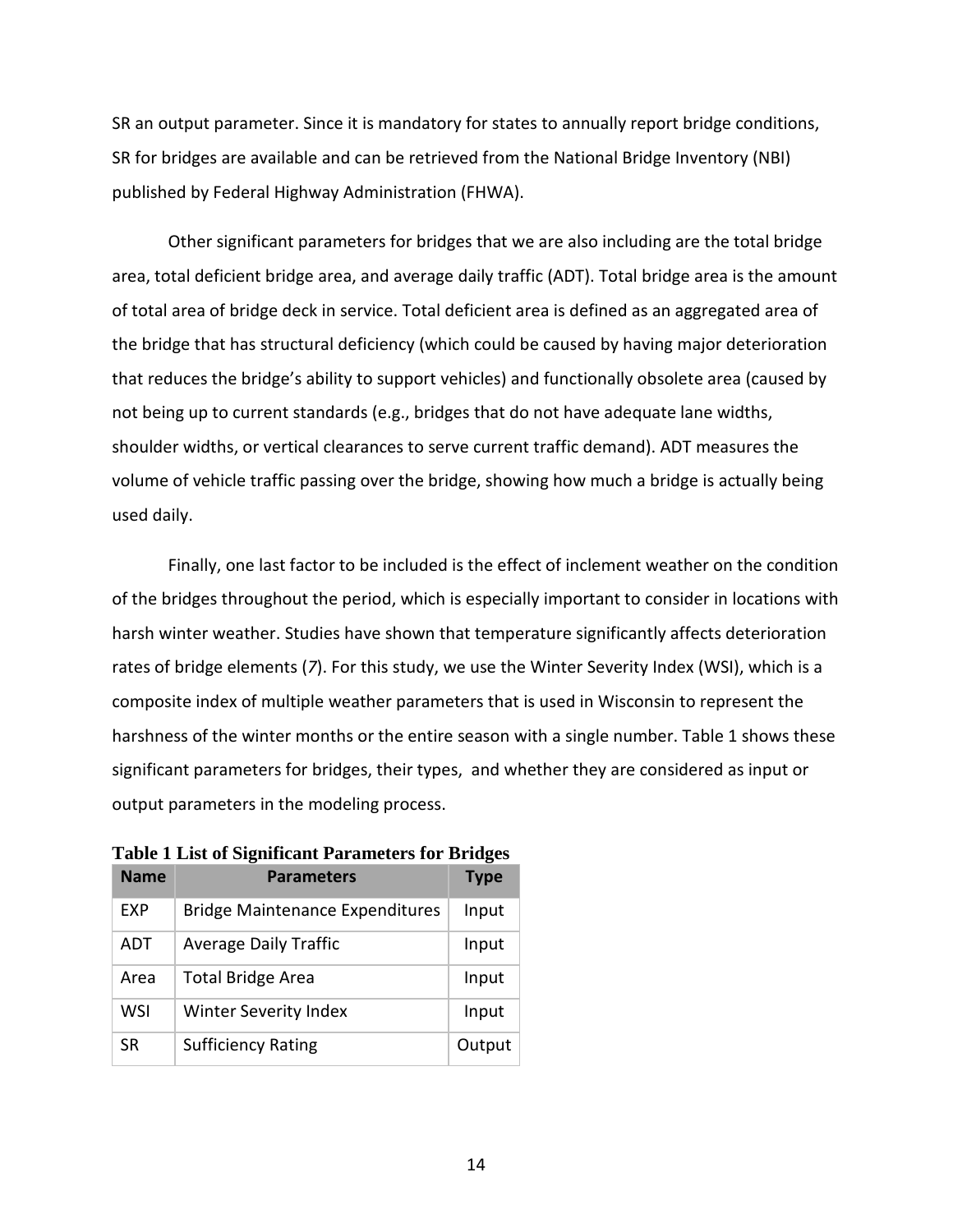SR an output parameter. Since it is mandatory for states to annually report bridge conditions, SR for bridges are available and can be retrieved from the National Bridge Inventory (NBI) published by Federal Highway Administration (FHWA).

Other significant parameters for bridges that we are also including are the total bridge area, total deficient bridge area, and average daily traffic (ADT). Total bridge area is the amount of total area of bridge deck in service. Total deficient area is defined as an aggregated area of the bridge that has structural deficiency (which could be caused by having major deterioration that reduces the bridge's ability to support vehicles) and functionally obsolete area (caused by not being up to current standards (e.g., bridges that do not have adequate lane widths, shoulder widths, or vertical clearances to serve current traffic demand). ADT measures the volume of vehicle traffic passing over the bridge, showing how much a bridge is actually being used daily.

Finally, one last factor to be included is the effect of inclement weather on the condition of the bridges throughout the period, which is especially important to consider in locations with harsh winter weather. Studies have shown that temperature significantly affects deterioration rates of bridge elements (*7*). For this study, we use the Winter Severity Index (WSI), which is a composite index of multiple weather parameters that is used in Wisconsin to represent the harshness of the winter months or the entire season with a single number. Table 1 shows these significant parameters for bridges, their types, and whether they are considered as input or output parameters in the modeling process.

**Table 1 List of Significant Parameters for Bridges**

| Name | Parameters | Type |
|---|---|---|
| EXP | Bridge Maintenance Expenditures | Input |
| ADT | Average Daily Traffic | Input |
| Area | Total Bridge Area | Input |
| WSI | Winter Severity Index | Input |
| SR | Sufficiency Rating | Output |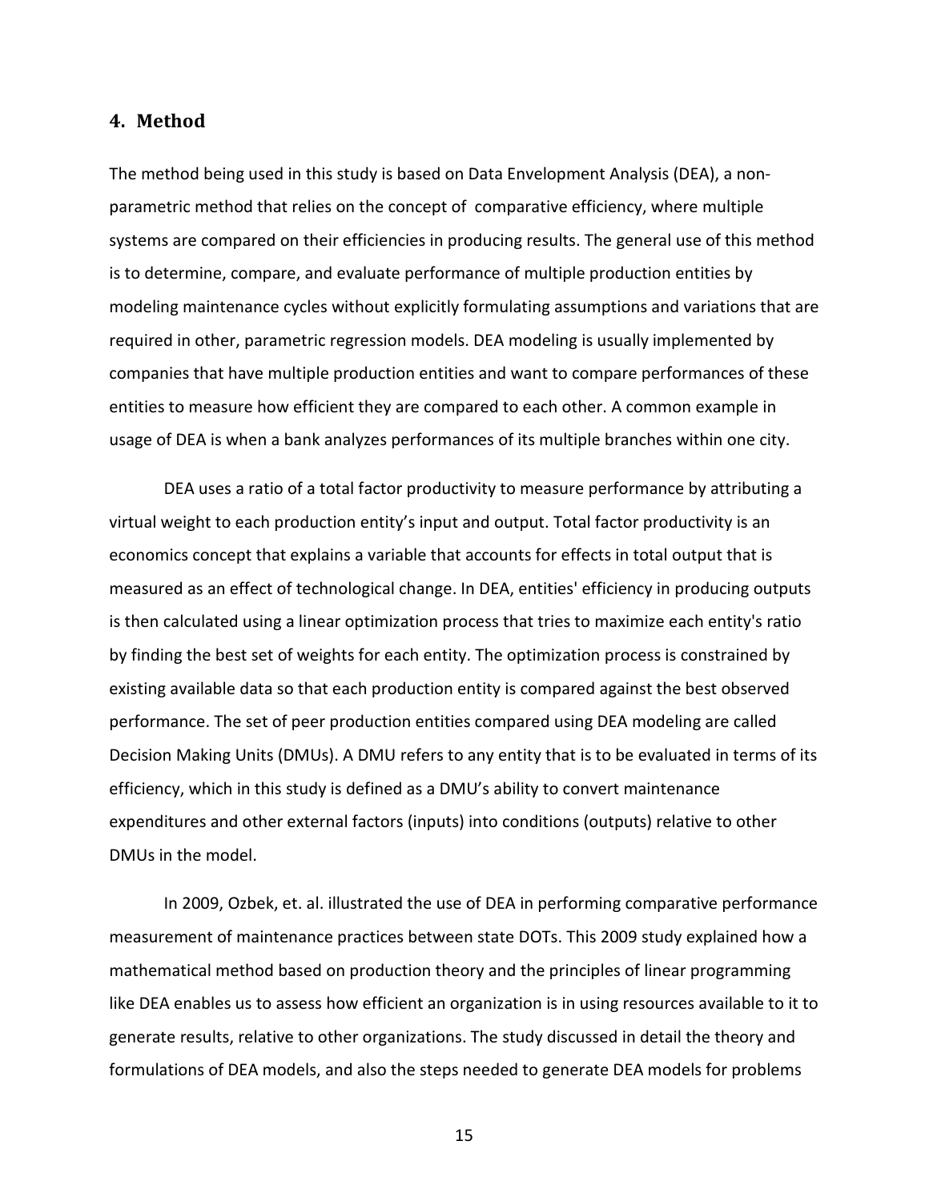## 4. Method

The method being used in this study is based on Data Envelopment Analysis (DEA), a non-parametric method that relies on the concept of comparative efficiency, where multiple systems are compared on their efficiencies in producing results. The general use of this method is to determine, compare, and evaluate performance of multiple production entities by modeling maintenance cycles without explicitly formulating assumptions and variations that are required in other, parametric regression models. DEA modeling is usually implemented by companies that have multiple production entities and want to compare performances of these entities to measure how efficient they are compared to each other. A common example in usage of DEA is when a bank analyzes performances of its multiple branches within one city.

DEA uses a ratio of a total factor productivity to measure performance by attributing a virtual weight to each production entity's input and output. Total factor productivity is an economics concept that explains a variable that accounts for effects in total output that is measured as an effect of technological change. In DEA, entities' efficiency in producing outputs is then calculated using a linear optimization process that tries to maximize each entity's ratio by finding the best set of weights for each entity. The optimization process is constrained by existing available data so that each production entity is compared against the best observed performance. The set of peer production entities compared using DEA modeling are called Decision Making Units (DMUs). A DMU refers to any entity that is to be evaluated in terms of its efficiency, which in this study is defined as a DMU's ability to convert maintenance expenditures and other external factors (inputs) into conditions (outputs) relative to other DMUs in the model.

In 2009, Ozbek, et. al. illustrated the use of DEA in performing comparative performance measurement of maintenance practices between state DOTs. This 2009 study explained how a mathematical method based on production theory and the principles of linear programming like DEA enables us to assess how efficient an organization is in using resources available to it to generate results, relative to other organizations. The study discussed in detail the theory and formulations of DEA models, and also the steps needed to generate DEA models for problems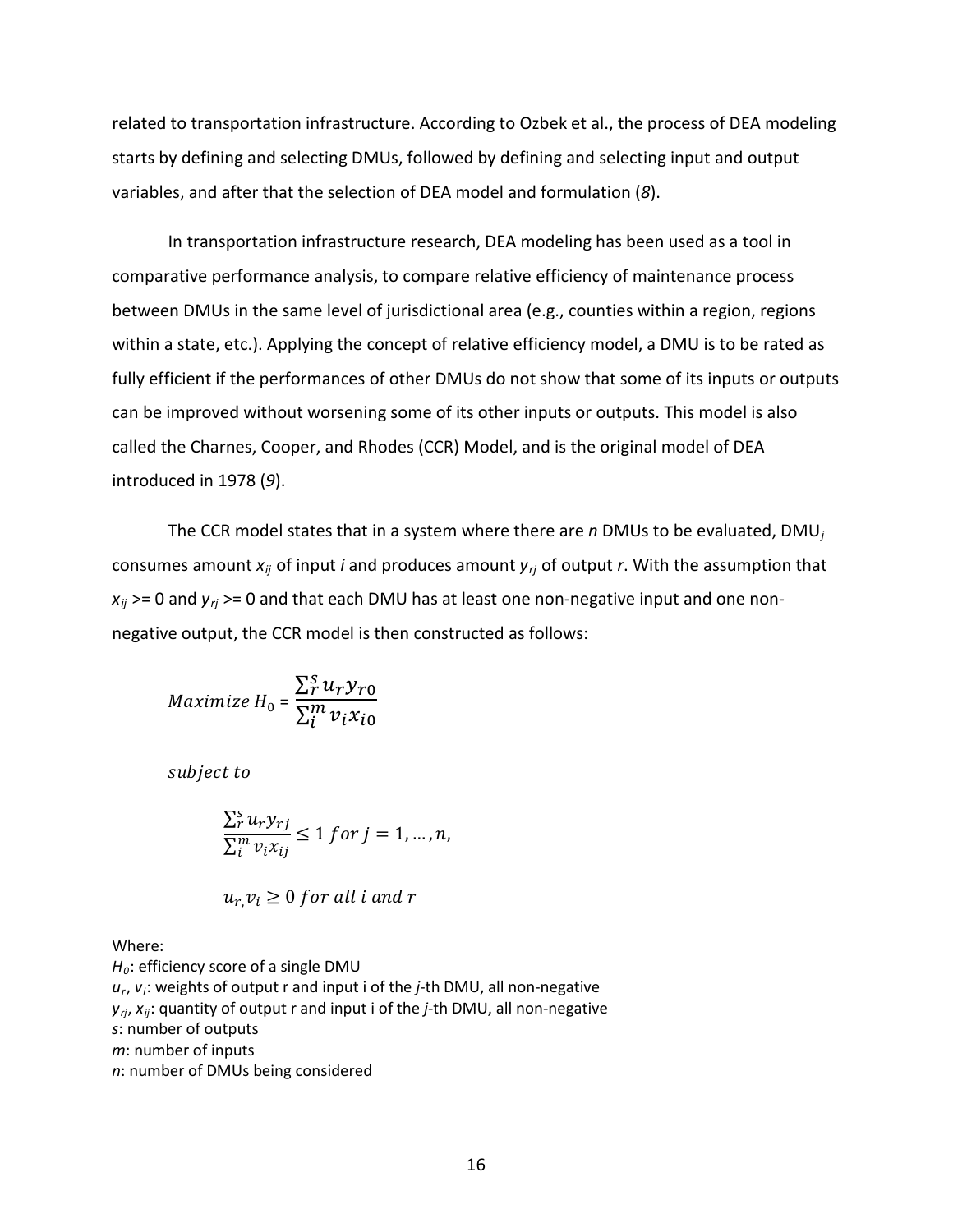related to transportation infrastructure. According to Ozbek et al., the process of DEA modeling starts by defining and selecting DMUs, followed by defining and selecting input and output variables, and after that the selection of DEA model and formulation (*8*).

In transportation infrastructure research, DEA modeling has been used as a tool in comparative performance analysis, to compare relative efficiency of maintenance process between DMUs in the same level of jurisdictional area (e.g., counties within a region, regions within a state, etc.). Applying the concept of relative efficiency model, a DMU is to be rated as fully efficient if the performances of other DMUs do not show that some of its inputs or outputs can be improved without worsening some of its other inputs or outputs. This model is also called the Charnes, Cooper, and Rhodes (CCR) Model, and is the original model of DEA introduced in 1978 (*9*).

The CCR model states that in a system where there are *n* DMUs to be evaluated, $DMU_j$ consumes amount $x_{ij}$ of input *i* and produces amount $y_{rj}$ of output *r*. With the assumption that $x_{ij}$ >= 0 and $y_{rj}$ >= 0 and that each DMU has at least one non-negative input and one non-negative output, the CCR model is then constructed as follows:

$$Maximize\ H_0 = \frac{\sum_r^s u_r y_{r0}}{\sum_i^m v_i x_{i0}}$$

$$subject\ to$$

$$\frac{\sum_r^s u_r y_{rj}}{\sum_i^m v_i x_{ij}} \leq 1\ for\ j = 1, \ldots, n,$$

$$u_r, v_i \geq 0\ for\ all\ i\ and\ r$$

Where:
$H_0$: efficiency score of a single DMU
$u_r$, $v_i$: weights of output r and input i of the *j*-th DMU, all non-negative
$y_{rj}$, $x_{ij}$: quantity of output r and input i of the *j*-th DMU, all non-negative
*s*: number of outputs
*m*: number of inputs
*n*: number of DMUs being considered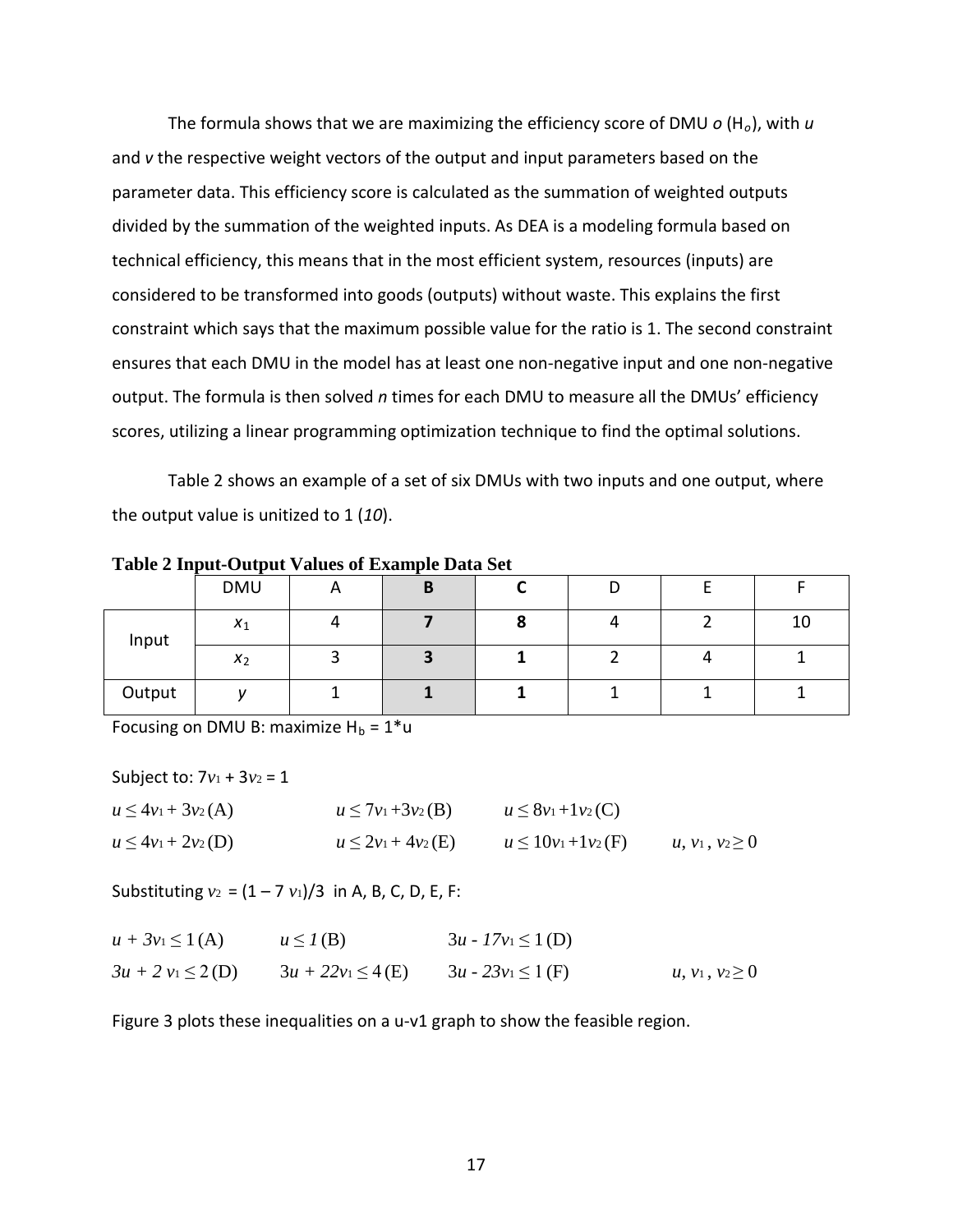The formula shows that we are maximizing the efficiency score of DMU *o* ($H_o$), with *u* and *v* the respective weight vectors of the output and input parameters based on the parameter data. This efficiency score is calculated as the summation of weighted outputs divided by the summation of the weighted inputs. As DEA is a modeling formula based on technical efficiency, this means that in the most efficient system, resources (inputs) are considered to be transformed into goods (outputs) without waste. This explains the first constraint which says that the maximum possible value for the ratio is 1. The second constraint ensures that each DMU in the model has at least one non-negative input and one non-negative output. The formula is then solved *n* times for each DMU to measure all the DMUs' efficiency scores, utilizing a linear programming optimization technique to find the optimal solutions.

Table 2 shows an example of a set of six DMUs with two inputs and one output, where the output value is unitized to 1 (*10*).

**Table 2 Input-Output Values of Example Data Set**

| | DMU | A | **B** | **C** | D | E | F |
|---|---|---|---|---|---|---|---|
| Input | $x_1$ | 4 | **7** | **8** | 4 | 2 | 10 |
| | $x_2$ | 3 | **3** | **1** | 2 | 4 | 1 |
| Output | $y$ | 1 | **1** | **1** | 1 | 1 | 1 |

Focusing on DMU B: maximize $H_b = 1*u$

Subject to: $7v_1 + 3v_2 = 1$

$u \leq 4v_1 + 3v_2$ (A) $\quad u \leq 7v_1 + 3v_2$ (B) $\quad u \leq 8v_1 + 1v_2$ (C)

$u \leq 4v_1 + 2v_2$ (D) $\quad u \leq 2v_1 + 4v_2$ (E) $\quad u \leq 10v_1 + 1v_2$ (F) $\quad u, v_1, v_2 \geq 0$

Substituting $v_2 = (1 - 7v_1)/3$ in A, B, C, D, E, F:

$u + 3v_1 \leq 1$ (A) $\quad u \leq 1$ (B) $\quad 3u - 17v_1 \leq 1$ (D)

$3u + 2v_1 \leq 2$ (D) $\quad 3u + 22v_1 \leq 4$ (E) $\quad 3u - 23v_1 \leq 1$ (F) $\quad u, v_1, v_2 \geq 0$

Figure 3 plots these inequalities on a u-v1 graph to show the feasible region.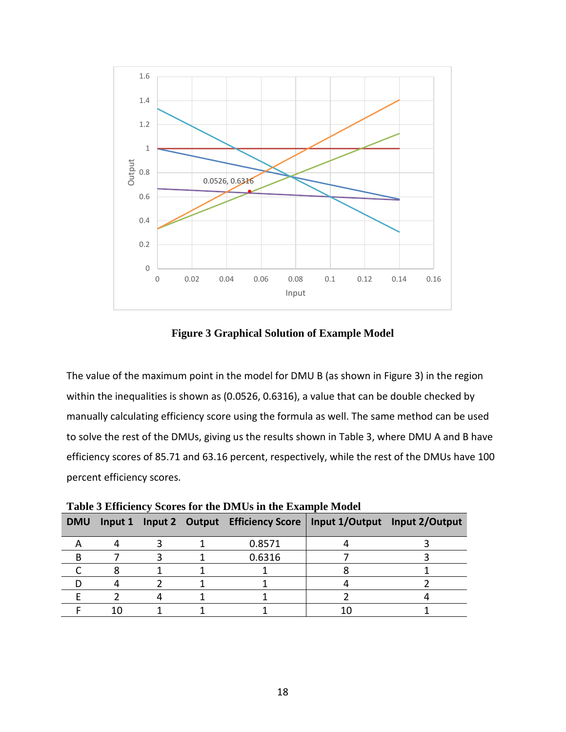**Figure 3 Graphical Solution of Example Model**

The value of the maximum point in the model for DMU B (as shown in Figure 3) in the region within the inequalities is shown as (0.0526, 0.6316), a value that can be double checked by manually calculating efficiency score using the formula as well. The same method can be used to solve the rest of the DMUs, giving us the results shown in Table 3, where DMU A and B have efficiency scores of 85.71 and 63.16 percent, respectively, while the rest of the DMUs have 100 percent efficiency scores.

**Table 3 Efficiency Scores for the DMUs in the Example Model**

| DMU | Input 1 | Input 2 | Output | Efficiency Score | Input 1/Output | Input 2/Output |
|---|---|---|---|---|---|---|
| A | 4 | 3 | 1 | 0.8571 | 4 | 3 |
| B | 7 | 3 | 1 | 0.6316 | 7 | 3 |
| C | 8 | 1 | 1 | 1 | 8 | 1 |
| D | 4 | 2 | 1 | 1 | 4 | 2 |
| E | 2 | 4 | 1 | 1 | 2 | 4 |
| F | 10 | 1 | 1 | 1 | 10 | 1 |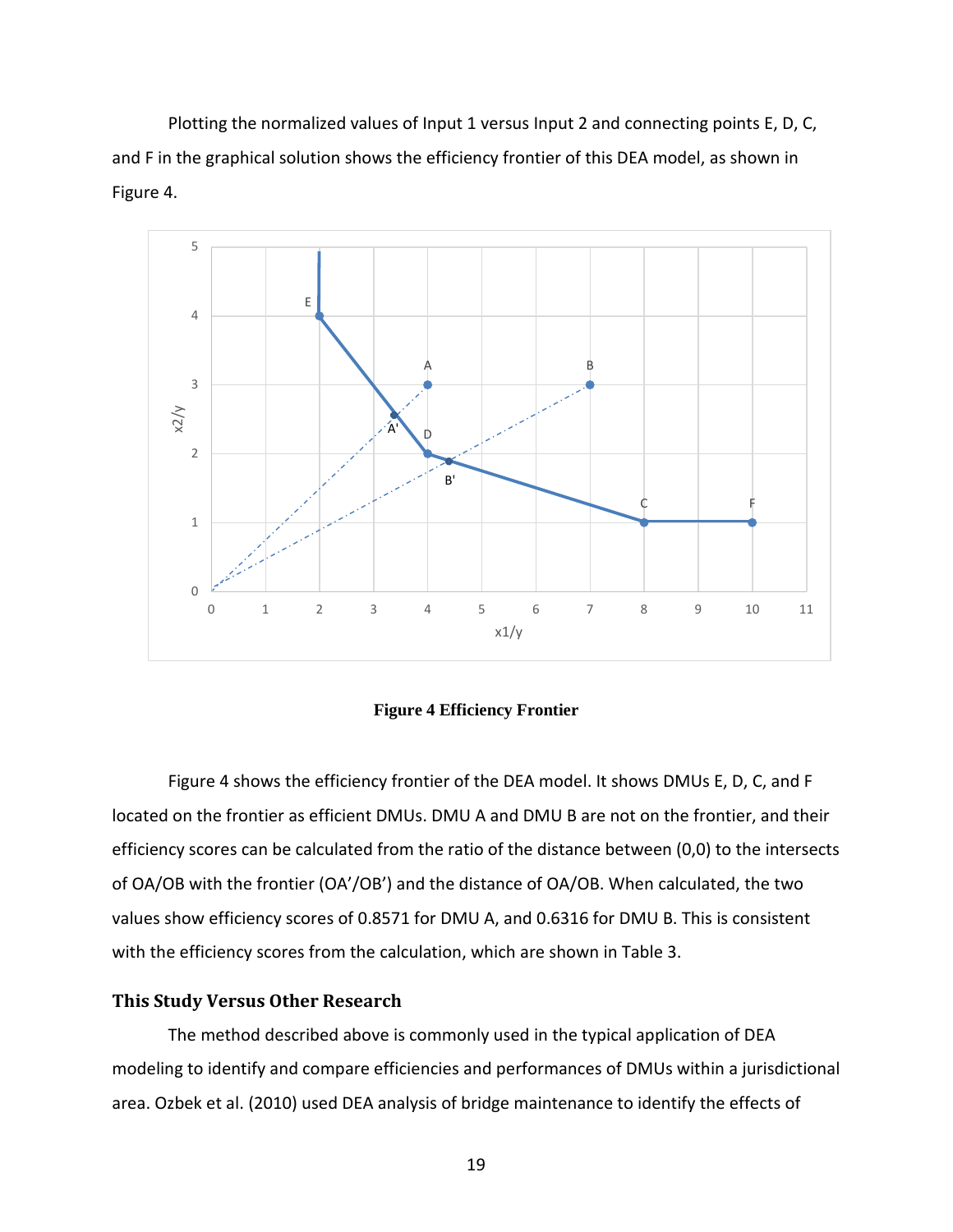Plotting the normalized values of Input 1 versus Input 2 and connecting points E, D, C, and F in the graphical solution shows the efficiency frontier of this DEA model, as shown in Figure 4.

**Figure 4 Efficiency Frontier**

Figure 4 shows the efficiency frontier of the DEA model. It shows DMUs E, D, C, and F located on the frontier as efficient DMUs. DMU A and DMU B are not on the frontier, and their efficiency scores can be calculated from the ratio of the distance between (0,0) to the intersects of OA/OB with the frontier (OA'/OB') and the distance of OA/OB. When calculated, the two values show efficiency scores of 0.8571 for DMU A, and 0.6316 for DMU B. This is consistent with the efficiency scores from the calculation, which are shown in Table 3.

## This Study Versus Other Research

The method described above is commonly used in the typical application of DEA modeling to identify and compare efficiencies and performances of DMUs within a jurisdictional area. Ozbek et al. (2010) used DEA analysis of bridge maintenance to identify the effects of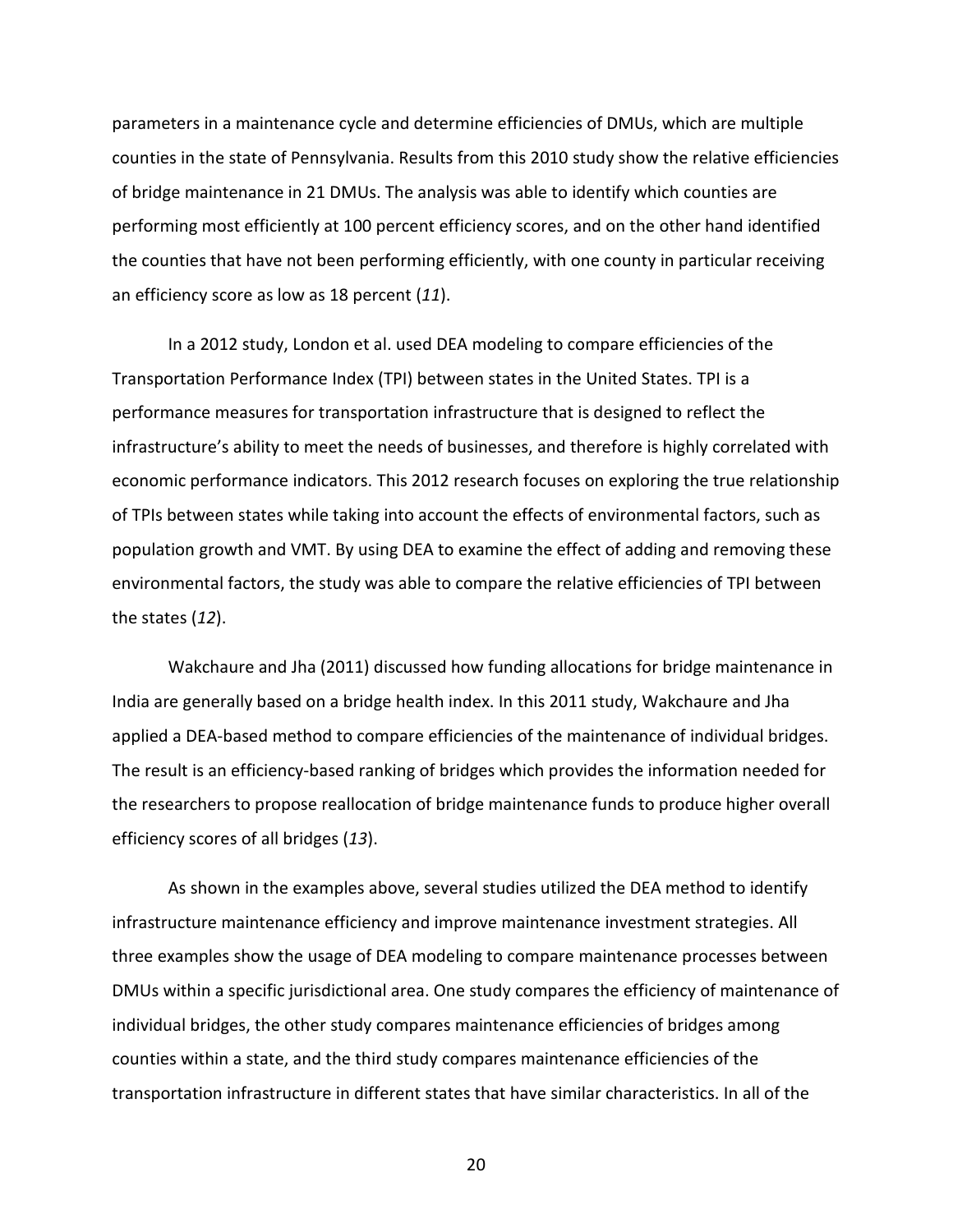parameters in a maintenance cycle and determine efficiencies of DMUs, which are multiple counties in the state of Pennsylvania. Results from this 2010 study show the relative efficiencies of bridge maintenance in 21 DMUs. The analysis was able to identify which counties are performing most efficiently at 100 percent efficiency scores, and on the other hand identified the counties that have not been performing efficiently, with one county in particular receiving an efficiency score as low as 18 percent (*11*).

In a 2012 study, London et al. used DEA modeling to compare efficiencies of the Transportation Performance Index (TPI) between states in the United States. TPI is a performance measures for transportation infrastructure that is designed to reflect the infrastructure's ability to meet the needs of businesses, and therefore is highly correlated with economic performance indicators. This 2012 research focuses on exploring the true relationship of TPIs between states while taking into account the effects of environmental factors, such as population growth and VMT. By using DEA to examine the effect of adding and removing these environmental factors, the study was able to compare the relative efficiencies of TPI between the states (*12*).

Wakchaure and Jha (2011) discussed how funding allocations for bridge maintenance in India are generally based on a bridge health index. In this 2011 study, Wakchaure and Jha applied a DEA-based method to compare efficiencies of the maintenance of individual bridges. The result is an efficiency-based ranking of bridges which provides the information needed for the researchers to propose reallocation of bridge maintenance funds to produce higher overall efficiency scores of all bridges (*13*).

As shown in the examples above, several studies utilized the DEA method to identify infrastructure maintenance efficiency and improve maintenance investment strategies. All three examples show the usage of DEA modeling to compare maintenance processes between DMUs within a specific jurisdictional area. One study compares the efficiency of maintenance of individual bridges, the other study compares maintenance efficiencies of bridges among counties within a state, and the third study compares maintenance efficiencies of the transportation infrastructure in different states that have similar characteristics. In all of the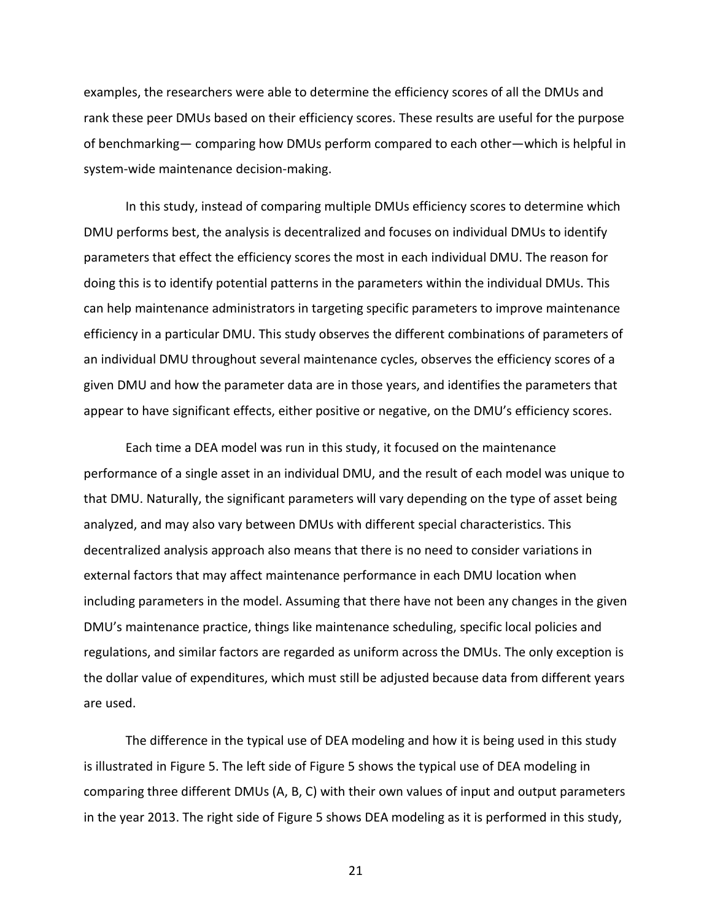examples, the researchers were able to determine the efficiency scores of all the DMUs and rank these peer DMUs based on their efficiency scores. These results are useful for the purpose of benchmarking— comparing how DMUs perform compared to each other—which is helpful in system-wide maintenance decision-making.

In this study, instead of comparing multiple DMUs efficiency scores to determine which DMU performs best, the analysis is decentralized and focuses on individual DMUs to identify parameters that effect the efficiency scores the most in each individual DMU. The reason for doing this is to identify potential patterns in the parameters within the individual DMUs. This can help maintenance administrators in targeting specific parameters to improve maintenance efficiency in a particular DMU. This study observes the different combinations of parameters of an individual DMU throughout several maintenance cycles, observes the efficiency scores of a given DMU and how the parameter data are in those years, and identifies the parameters that appear to have significant effects, either positive or negative, on the DMU's efficiency scores.

Each time a DEA model was run in this study, it focused on the maintenance performance of a single asset in an individual DMU, and the result of each model was unique to that DMU. Naturally, the significant parameters will vary depending on the type of asset being analyzed, and may also vary between DMUs with different special characteristics. This decentralized analysis approach also means that there is no need to consider variations in external factors that may affect maintenance performance in each DMU location when including parameters in the model. Assuming that there have not been any changes in the given DMU's maintenance practice, things like maintenance scheduling, specific local policies and regulations, and similar factors are regarded as uniform across the DMUs. The only exception is the dollar value of expenditures, which must still be adjusted because data from different years are used.

The difference in the typical use of DEA modeling and how it is being used in this study is illustrated in Figure 5. The left side of Figure 5 shows the typical use of DEA modeling in comparing three different DMUs (A, B, C) with their own values of input and output parameters in the year 2013. The right side of Figure 5 shows DEA modeling as it is performed in this study,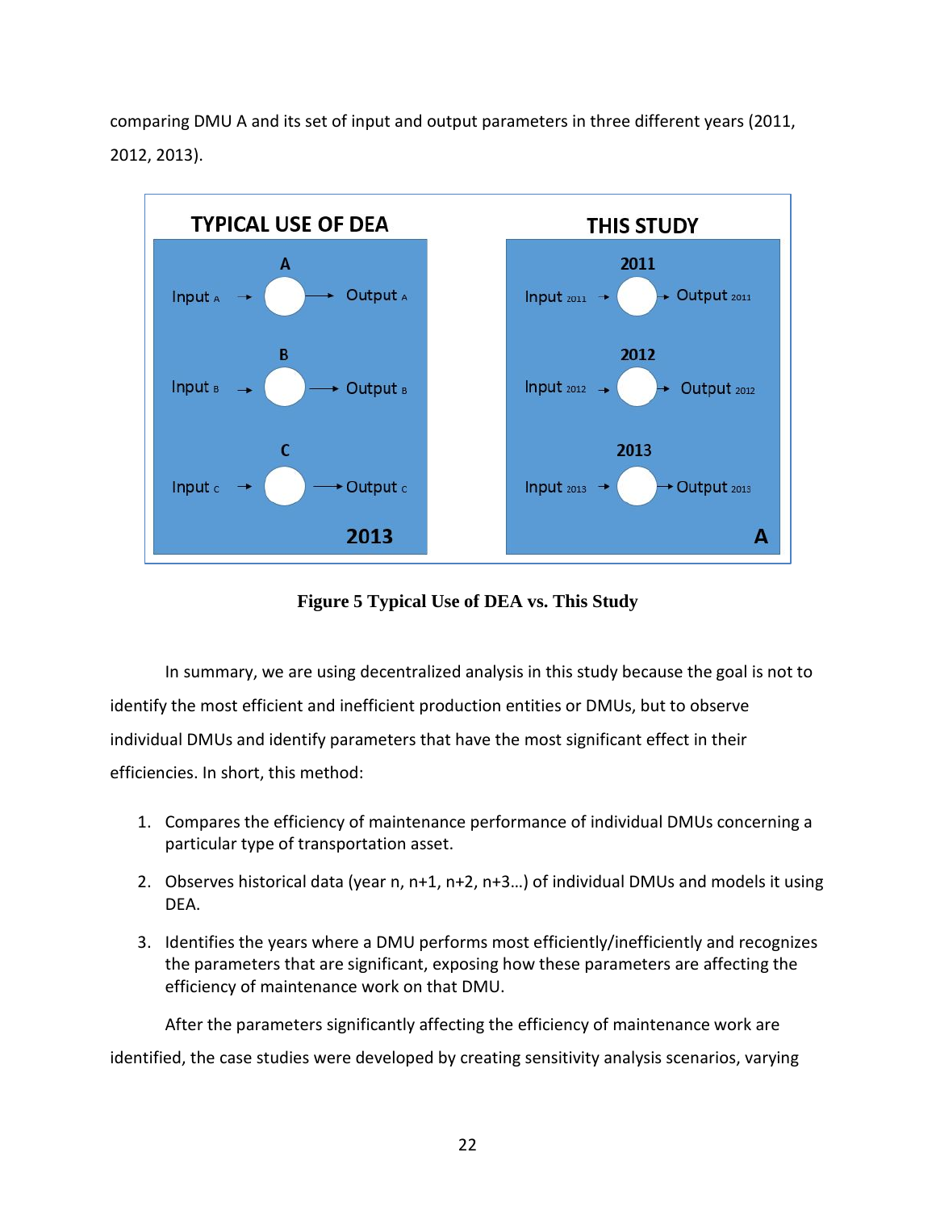comparing DMU A and its set of input and output parameters in three different years (2011, 2012, 2013).

**Figure 5 Typical Use of DEA vs. This Study**

In summary, we are using decentralized analysis in this study because the goal is not to identify the most efficient and inefficient production entities or DMUs, but to observe individual DMUs and identify parameters that have the most significant effect in their efficiencies. In short, this method:

1. Compares the efficiency of maintenance performance of individual DMUs concerning a particular type of transportation asset.
2. Observes historical data (year n, n+1, n+2, n+3…) of individual DMUs and models it using DEA.
3. Identifies the years where a DMU performs most efficiently/inefficiently and recognizes the parameters that are significant, exposing how these parameters are affecting the efficiency of maintenance work on that DMU.

After the parameters significantly affecting the efficiency of maintenance work are identified, the case studies were developed by creating sensitivity analysis scenarios, varying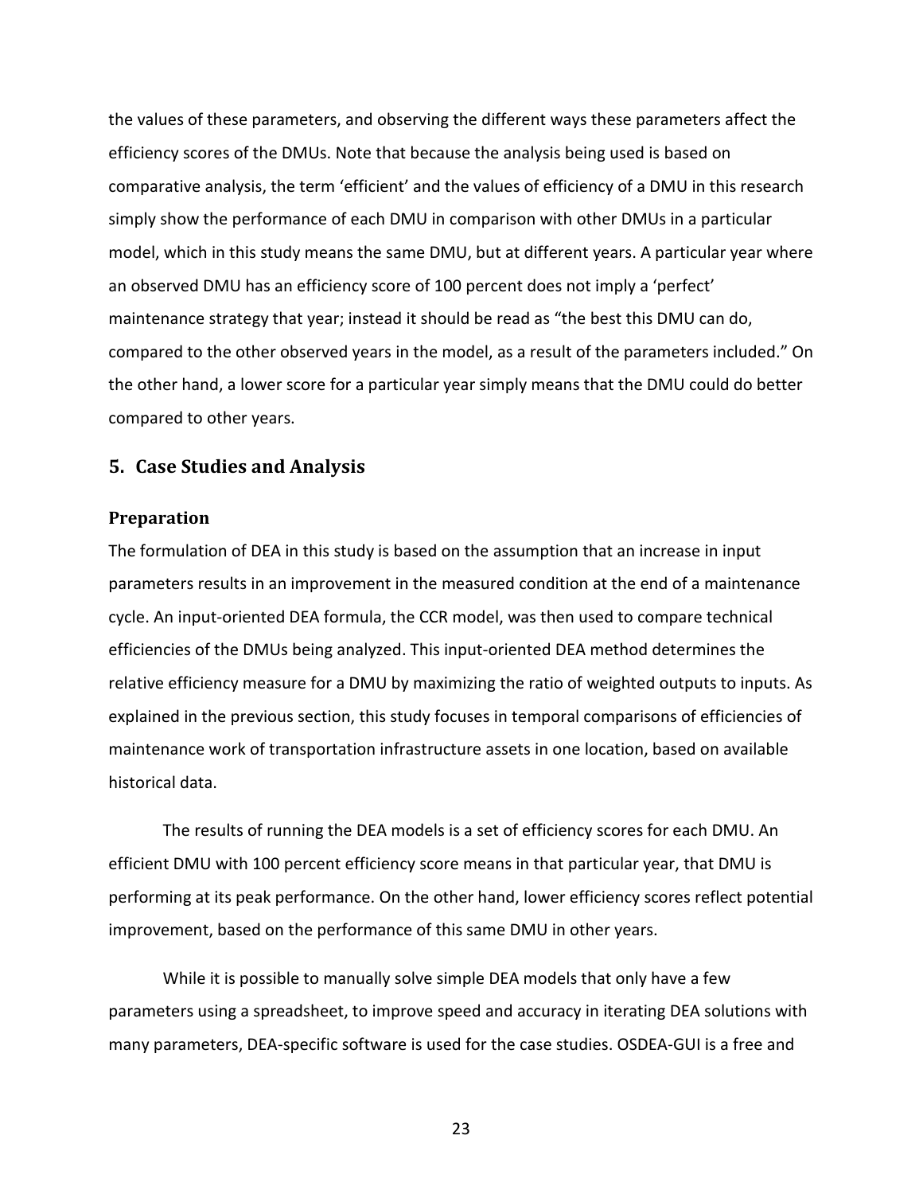the values of these parameters, and observing the different ways these parameters affect the efficiency scores of the DMUs. Note that because the analysis being used is based on comparative analysis, the term 'efficient' and the values of efficiency of a DMU in this research simply show the performance of each DMU in comparison with other DMUs in a particular model, which in this study means the same DMU, but at different years. A particular year where an observed DMU has an efficiency score of 100 percent does not imply a 'perfect' maintenance strategy that year; instead it should be read as "the best this DMU can do, compared to the other observed years in the model, as a result of the parameters included." On the other hand, a lower score for a particular year simply means that the DMU could do better compared to other years.

## 5. Case Studies and Analysis

### Preparation

The formulation of DEA in this study is based on the assumption that an increase in input parameters results in an improvement in the measured condition at the end of a maintenance cycle. An input-oriented DEA formula, the CCR model, was then used to compare technical efficiencies of the DMUs being analyzed. This input-oriented DEA method determines the relative efficiency measure for a DMU by maximizing the ratio of weighted outputs to inputs. As explained in the previous section, this study focuses in temporal comparisons of efficiencies of maintenance work of transportation infrastructure assets in one location, based on available historical data.

The results of running the DEA models is a set of efficiency scores for each DMU. An efficient DMU with 100 percent efficiency score means in that particular year, that DMU is performing at its peak performance. On the other hand, lower efficiency scores reflect potential improvement, based on the performance of this same DMU in other years.

While it is possible to manually solve simple DEA models that only have a few parameters using a spreadsheet, to improve speed and accuracy in iterating DEA solutions with many parameters, DEA-specific software is used for the case studies. OSDEA-GUI is a free and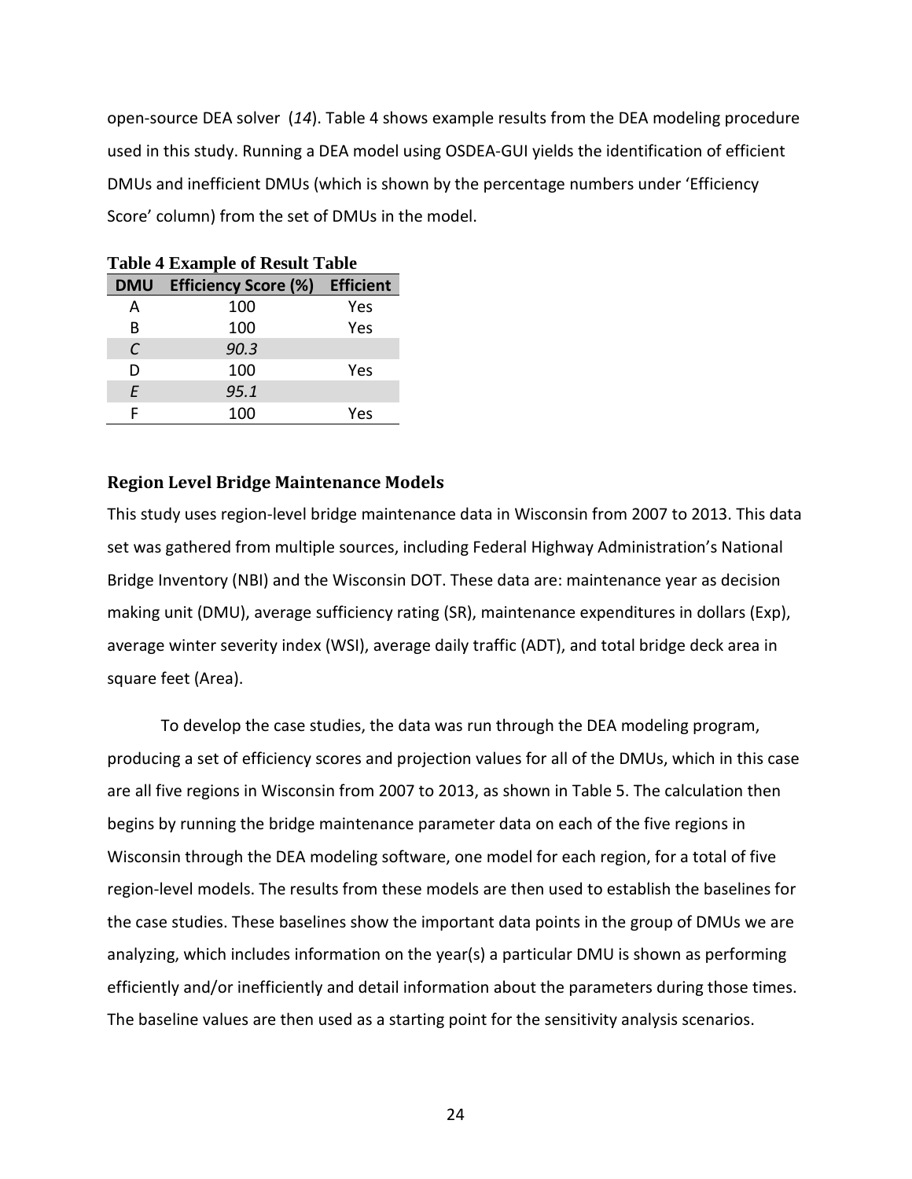open-source DEA solver (*14*). Table 4 shows example results from the DEA modeling procedure used in this study. Running a DEA model using OSDEA-GUI yields the identification of efficient DMUs and inefficient DMUs (which is shown by the percentage numbers under 'Efficiency Score' column) from the set of DMUs in the model.

**Table 4 Example of Result Table**

| DMU | Efficiency Score (%) | Efficient |
|---|---|---|
| A | 100 | Yes |
| B | 100 | Yes |
| *C* | *90.3* | |
| D | 100 | Yes |
| *E* | *95.1* | |
| F | 100 | Yes |

### Region Level Bridge Maintenance Models

This study uses region-level bridge maintenance data in Wisconsin from 2007 to 2013. This data set was gathered from multiple sources, including Federal Highway Administration's National Bridge Inventory (NBI) and the Wisconsin DOT. These data are: maintenance year as decision making unit (DMU), average sufficiency rating (SR), maintenance expenditures in dollars (Exp), average winter severity index (WSI), average daily traffic (ADT), and total bridge deck area in square feet (Area).

To develop the case studies, the data was run through the DEA modeling program, producing a set of efficiency scores and projection values for all of the DMUs, which in this case are all five regions in Wisconsin from 2007 to 2013, as shown in Table 5. The calculation then begins by running the bridge maintenance parameter data on each of the five regions in Wisconsin through the DEA modeling software, one model for each region, for a total of five region-level models. The results from these models are then used to establish the baselines for the case studies. These baselines show the important data points in the group of DMUs we are analyzing, which includes information on the year(s) a particular DMU is shown as performing efficiently and/or inefficiently and detail information about the parameters during those times. The baseline values are then used as a starting point for the sensitivity analysis scenarios.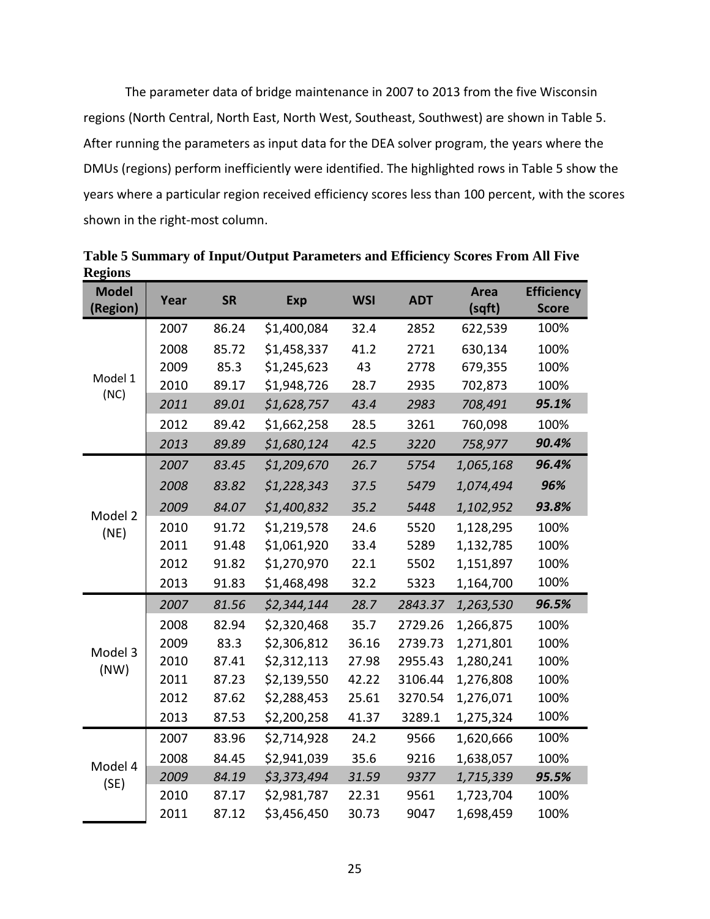The parameter data of bridge maintenance in 2007 to 2013 from the five Wisconsin regions (North Central, North East, North West, Southeast, Southwest) are shown in Table 5. After running the parameters as input data for the DEA solver program, the years where the DMUs (regions) perform inefficiently were identified. The highlighted rows in Table 5 show the years where a particular region received efficiency scores less than 100 percent, with the scores shown in the right-most column.

**Table 5 Summary of Input/Output Parameters and Efficiency Scores From All Five Regions**

| Model (Region) | Year | SR | Exp | WSI | ADT | Area (sqft) | Efficiency Score |
|---|---|---|---|---|---|---|---|
| Model 1 (NC) | 2007 | 86.24 | $1,400,084 | 32.4 | 2852 | 622,539 | 100% |
| | 2008 | 85.72 | $1,458,337 | 41.2 | 2721 | 630,134 | 100% |
| | 2009 | 85.3 | $1,245,623 | 43 | 2778 | 679,355 | 100% |
| | 2010 | 89.17 | $1,948,726 | 28.7 | 2935 | 702,873 | 100% |
| | *2011* | *89.01* | *$1,628,757* | *43.4* | *2983* | *708,491* | ***95.1%*** |
| | 2012 | 89.42 | $1,662,258 | 28.5 | 3261 | 760,098 | 100% |
| | *2013* | *89.89* | *$1,680,124* | *42.5* | *3220* | *758,977* | ***90.4%*** |
| Model 2 (NE) | *2007* | *83.45* | *$1,209,670* | *26.7* | *5754* | *1,065,168* | ***96.4%*** |
| | *2008* | *83.82* | *$1,228,343* | *37.5* | *5479* | *1,074,494* | ***96%*** |
| | *2009* | *84.07* | *$1,400,832* | *35.2* | *5448* | *1,102,952* | ***93.8%*** |
| | 2010 | 91.72 | $1,219,578 | 24.6 | 5520 | 1,128,295 | 100% |
| | 2011 | 91.48 | $1,061,920 | 33.4 | 5289 | 1,132,785 | 100% |
| | 2012 | 91.82 | $1,270,970 | 22.1 | 5502 | 1,151,897 | 100% |
| | 2013 | 91.83 | $1,468,498 | 32.2 | 5323 | 1,164,700 | 100% |
| Model 3 (NW) | *2007* | *81.56* | *$2,344,144* | *28.7* | *2843.37* | *1,263,530* | ***96.5%*** |
| | 2008 | 82.94 | $2,320,468 | 35.7 | 2729.26 | 1,266,875 | 100% |
| | 2009 | 83.3 | $2,306,812 | 36.16 | 2739.73 | 1,271,801 | 100% |
| | 2010 | 87.41 | $2,312,113 | 27.98 | 2955.43 | 1,280,241 | 100% |
| | 2011 | 87.23 | $2,139,550 | 42.22 | 3106.44 | 1,276,808 | 100% |
| | 2012 | 87.62 | $2,288,453 | 25.61 | 3270.54 | 1,276,071 | 100% |
| | 2013 | 87.53 | $2,200,258 | 41.37 | 3289.1 | 1,275,324 | 100% |
| Model 4 (SE) | 2007 | 83.96 | $2,714,928 | 24.2 | 9566 | 1,620,666 | 100% |
| | 2008 | 84.45 | $2,941,039 | 35.6 | 9216 | 1,638,057 | 100% |
| | *2009* | *84.19* | *$3,373,494* | *31.59* | *9377* | *1,715,339* | ***95.5%*** |
| | 2010 | 87.17 | $2,981,787 | 22.31 | 9561 | 1,723,704 | 100% |
| | 2011 | 87.12 | $3,456,450 | 30.73 | 9047 | 1,698,459 | 100% |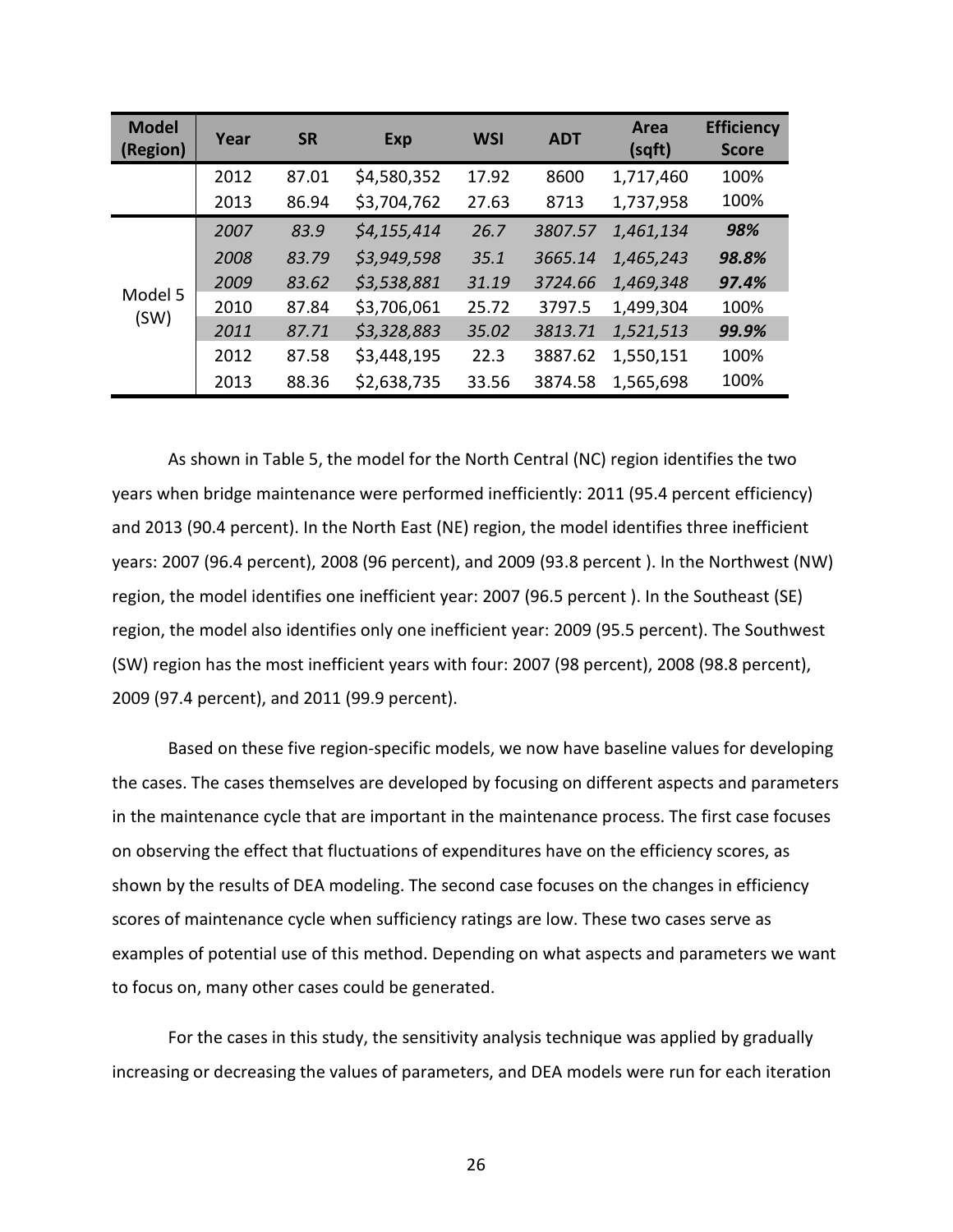| Model (Region) | Year | SR | Exp | WSI | ADT | Area (sqft) | Efficiency Score |
|---|---|---|---|---|---|---|---|
| | 2012 | 87.01 | $4,580,352 | 17.92 | 8600 | 1,717,460 | 100% |
| | 2013 | 86.94 | $3,704,762 | 27.63 | 8713 | 1,737,958 | 100% |
| Model 5 (SW) | *2007* | *83.9* | *$4,155,414* | *26.7* | *3807.57* | *1,461,134* | ***98%*** |
| | *2008* | *83.79* | *$3,949,598* | *35.1* | *3665.14* | *1,465,243* | ***98.8%*** |
| | *2009* | *83.62* | *$3,538,881* | *31.19* | *3724.66* | *1,469,348* | ***97.4%*** |
| | 2010 | 87.84 | $3,706,061 | 25.72 | 3797.5 | 1,499,304 | 100% |
| | *2011* | *87.71* | *$3,328,883* | *35.02* | *3813.71* | *1,521,513* | ***99.9%*** |
| | 2012 | 87.58 | $3,448,195 | 22.3 | 3887.62 | 1,550,151 | 100% |
| | 2013 | 88.36 | $2,638,735 | 33.56 | 3874.58 | 1,565,698 | 100% |

As shown in Table 5, the model for the North Central (NC) region identifies the two years when bridge maintenance were performed inefficiently: 2011 (95.4 percent efficiency) and 2013 (90.4 percent). In the North East (NE) region, the model identifies three inefficient years: 2007 (96.4 percent), 2008 (96 percent), and 2009 (93.8 percent ). In the Northwest (NW) region, the model identifies one inefficient year: 2007 (96.5 percent ). In the Southeast (SE) region, the model also identifies only one inefficient year: 2009 (95.5 percent). The Southwest (SW) region has the most inefficient years with four: 2007 (98 percent), 2008 (98.8 percent), 2009 (97.4 percent), and 2011 (99.9 percent).

Based on these five region-specific models, we now have baseline values for developing the cases. The cases themselves are developed by focusing on different aspects and parameters in the maintenance cycle that are important in the maintenance process. The first case focuses on observing the effect that fluctuations of expenditures have on the efficiency scores, as shown by the results of DEA modeling. The second case focuses on the changes in efficiency scores of maintenance cycle when sufficiency ratings are low. These two cases serve as examples of potential use of this method. Depending on what aspects and parameters we want to focus on, many other cases could be generated.

For the cases in this study, the sensitivity analysis technique was applied by gradually increasing or decreasing the values of parameters, and DEA models were run for each iteration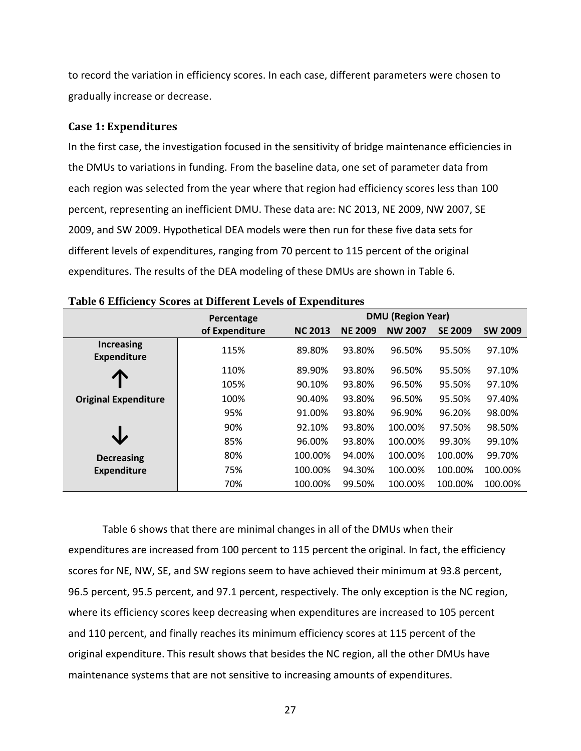to record the variation in efficiency scores. In each case, different parameters were chosen to gradually increase or decrease.

### Case 1: Expenditures

In the first case, the investigation focused in the sensitivity of bridge maintenance efficiencies in the DMUs to variations in funding. From the baseline data, one set of parameter data from each region was selected from the year where that region had efficiency scores less than 100 percent, representing an inefficient DMU. These data are: NC 2013, NE 2009, NW 2007, SE 2009, and SW 2009. Hypothetical DEA models were then run for these five data sets for different levels of expenditures, ranging from 70 percent to 115 percent of the original expenditures. The results of the DEA modeling of these DMUs are shown in Table 6.

**Table 6 Efficiency Scores at Different Levels of Expenditures**

| | Percentage | DMU (Region Year) | | | | |
|---|---|---|---|---|---|---|
| | of Expenditure | NC 2013 | NE 2009 | NW 2007 | SE 2009 | SW 2009 |
| Increasing Expenditure | 115% | 89.80% | 93.80% | 96.50% | 95.50% | 97.10% |
| ↑ | 110% | 89.90% | 93.80% | 96.50% | 95.50% | 97.10% |
| | 105% | 90.10% | 93.80% | 96.50% | 95.50% | 97.10% |
| Original Expenditure | 100% | 90.40% | 93.80% | 96.50% | 95.50% | 97.40% |
| | 95% | 91.00% | 93.80% | 96.90% | 96.20% | 98.00% |
| ↓ | 90% | 92.10% | 93.80% | 100.00% | 97.50% | 98.50% |
| | 85% | 96.00% | 93.80% | 100.00% | 99.30% | 99.10% |
| Decreasing Expenditure | 80% | 100.00% | 94.00% | 100.00% | 100.00% | 99.70% |
| | 75% | 100.00% | 94.30% | 100.00% | 100.00% | 100.00% |
| | 70% | 100.00% | 99.50% | 100.00% | 100.00% | 100.00% |

Table 6 shows that there are minimal changes in all of the DMUs when their expenditures are increased from 100 percent to 115 percent the original. In fact, the efficiency scores for NE, NW, SE, and SW regions seem to have achieved their minimum at 93.8 percent, 96.5 percent, 95.5 percent, and 97.1 percent, respectively. The only exception is the NC region, where its efficiency scores keep decreasing when expenditures are increased to 105 percent and 110 percent, and finally reaches its minimum efficiency scores at 115 percent of the original expenditure. This result shows that besides the NC region, all the other DMUs have maintenance systems that are not sensitive to increasing amounts of expenditures.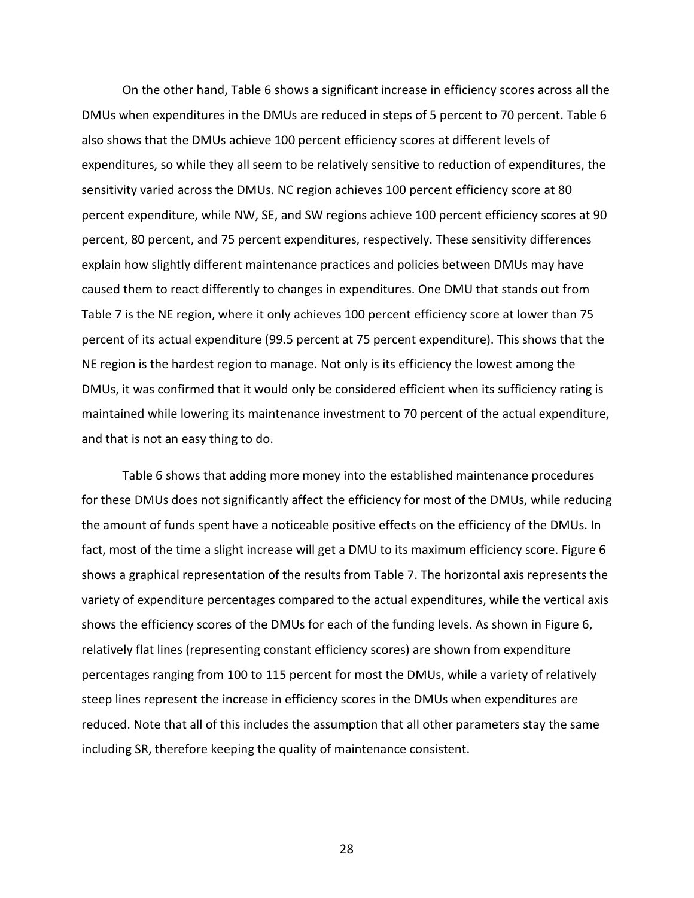On the other hand, Table 6 shows a significant increase in efficiency scores across all the DMUs when expenditures in the DMUs are reduced in steps of 5 percent to 70 percent. Table 6 also shows that the DMUs achieve 100 percent efficiency scores at different levels of expenditures, so while they all seem to be relatively sensitive to reduction of expenditures, the sensitivity varied across the DMUs. NC region achieves 100 percent efficiency score at 80 percent expenditure, while NW, SE, and SW regions achieve 100 percent efficiency scores at 90 percent, 80 percent, and 75 percent expenditures, respectively. These sensitivity differences explain how slightly different maintenance practices and policies between DMUs may have caused them to react differently to changes in expenditures. One DMU that stands out from Table 7 is the NE region, where it only achieves 100 percent efficiency score at lower than 75 percent of its actual expenditure (99.5 percent at 75 percent expenditure). This shows that the NE region is the hardest region to manage. Not only is its efficiency the lowest among the DMUs, it was confirmed that it would only be considered efficient when its sufficiency rating is maintained while lowering its maintenance investment to 70 percent of the actual expenditure, and that is not an easy thing to do.

Table 6 shows that adding more money into the established maintenance procedures for these DMUs does not significantly affect the efficiency for most of the DMUs, while reducing the amount of funds spent have a noticeable positive effects on the efficiency of the DMUs. In fact, most of the time a slight increase will get a DMU to its maximum efficiency score. Figure 6 shows a graphical representation of the results from Table 7. The horizontal axis represents the variety of expenditure percentages compared to the actual expenditures, while the vertical axis shows the efficiency scores of the DMUs for each of the funding levels. As shown in Figure 6, relatively flat lines (representing constant efficiency scores) are shown from expenditure percentages ranging from 100 to 115 percent for most the DMUs, while a variety of relatively steep lines represent the increase in efficiency scores in the DMUs when expenditures are reduced. Note that all of this includes the assumption that all other parameters stay the same including SR, therefore keeping the quality of maintenance consistent.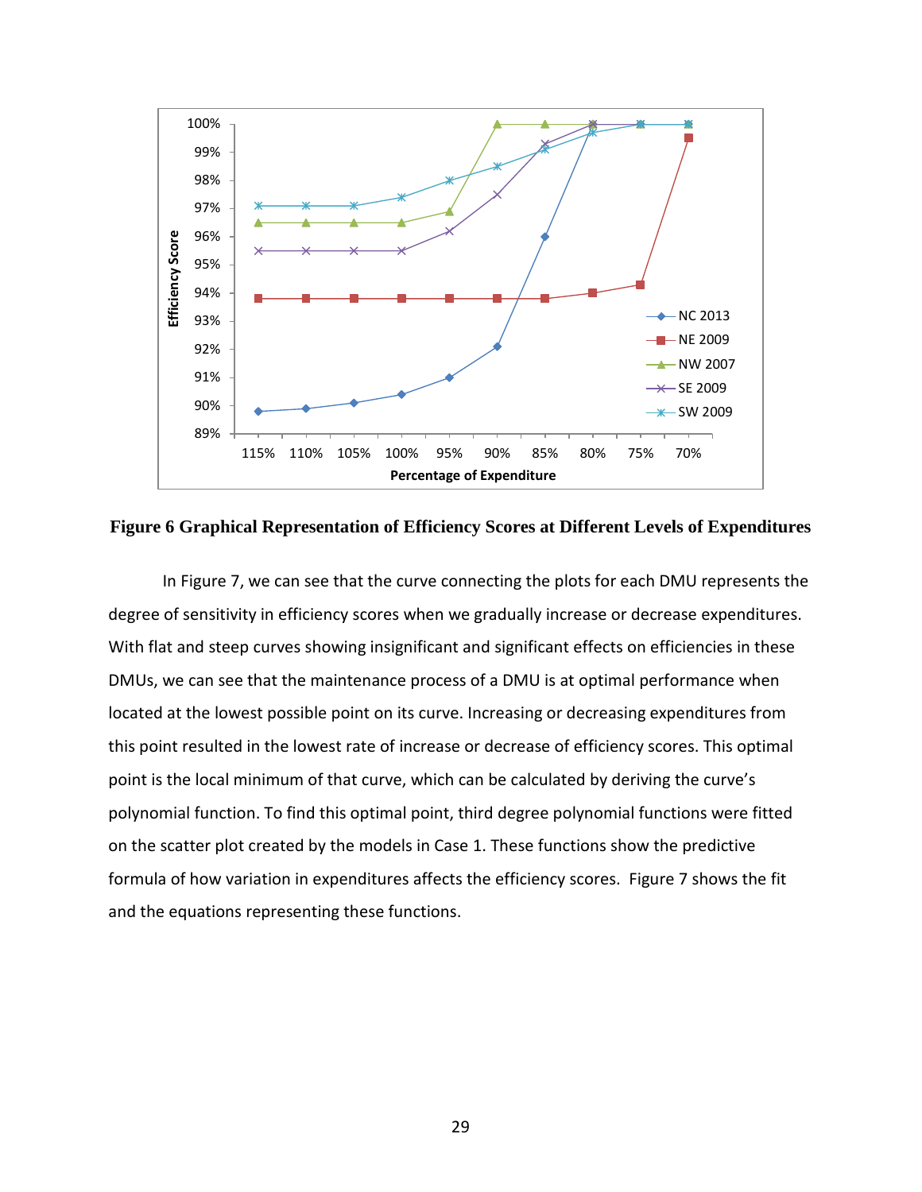**Figure 6 Graphical Representation of Efficiency Scores at Different Levels of Expenditures**

In Figure 7, we can see that the curve connecting the plots for each DMU represents the degree of sensitivity in efficiency scores when we gradually increase or decrease expenditures. With flat and steep curves showing insignificant and significant effects on efficiencies in these DMUs, we can see that the maintenance process of a DMU is at optimal performance when located at the lowest possible point on its curve. Increasing or decreasing expenditures from this point resulted in the lowest rate of increase or decrease of efficiency scores. This optimal point is the local minimum of that curve, which can be calculated by deriving the curve's polynomial function. To find this optimal point, third degree polynomial functions were fitted on the scatter plot created by the models in Case 1. These functions show the predictive formula of how variation in expenditures affects the efficiency scores. Figure 7 shows the fit and the equations representing these functions.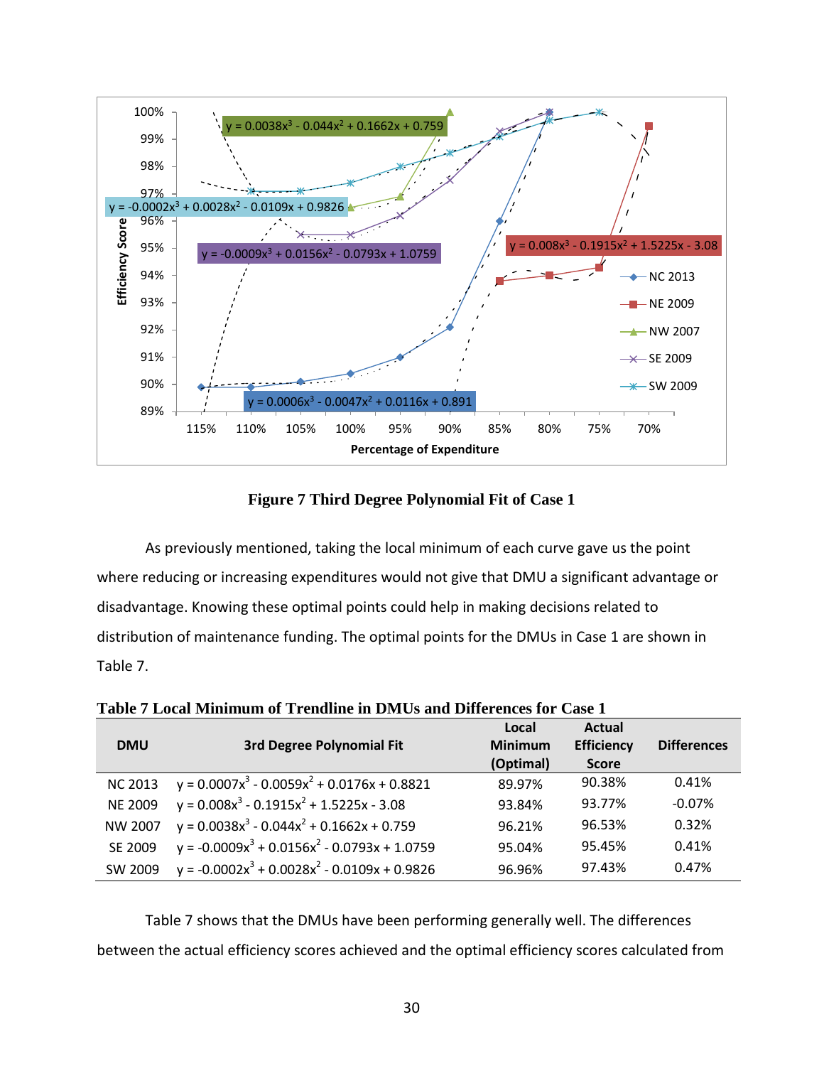**Figure 7 Third Degree Polynomial Fit of Case 1**

As previously mentioned, taking the local minimum of each curve gave us the point where reducing or increasing expenditures would not give that DMU a significant advantage or disadvantage. Knowing these optimal points could help in making decisions related to distribution of maintenance funding. The optimal points for the DMUs in Case 1 are shown in Table 7.

**Table 7 Local Minimum of Trendline in DMUs and Differences for Case 1**

| DMU | 3rd Degree Polynomial Fit | Local Minimum (Optimal) | Actual Efficiency Score | Differences |
|---|---|---|---|---|
| NC 2013 | $y = 0.0007x^3 - 0.0059x^2 + 0.0176x + 0.8821$ | 89.97% | 90.38% | 0.41% |
| NE 2009 | $y = 0.008x^3 - 0.1915x^2 + 1.5225x - 3.08$ | 93.84% | 93.77% | -0.07% |
| NW 2007 | $y = 0.0038x^3 - 0.044x^2 + 0.1662x + 0.759$ | 96.21% | 96.53% | 0.32% |
| SE 2009 | $y = -0.0009x^3 + 0.0156x^2 - 0.0793x + 1.0759$ | 95.04% | 95.45% | 0.41% |
| SW 2009 | $y = -0.0002x^3 + 0.0028x^2 - 0.0109x + 0.9826$ | 96.96% | 97.43% | 0.47% |

Table 7 shows that the DMUs have been performing generally well. The differences between the actual efficiency scores achieved and the optimal efficiency scores calculated from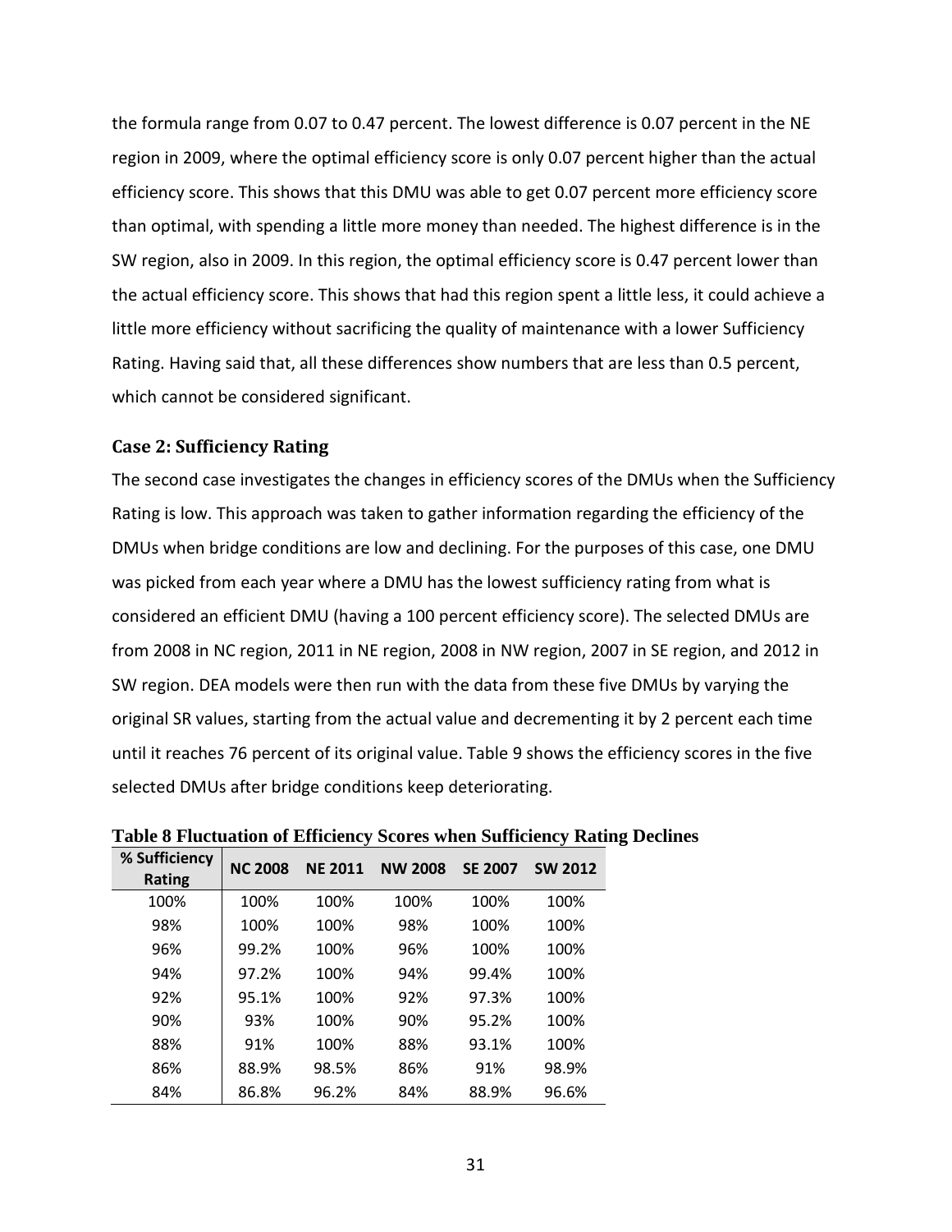the formula range from 0.07 to 0.47 percent. The lowest difference is 0.07 percent in the NE region in 2009, where the optimal efficiency score is only 0.07 percent higher than the actual efficiency score. This shows that this DMU was able to get 0.07 percent more efficiency score than optimal, with spending a little more money than needed. The highest difference is in the SW region, also in 2009. In this region, the optimal efficiency score is 0.47 percent lower than the actual efficiency score. This shows that had this region spent a little less, it could achieve a little more efficiency without sacrificing the quality of maintenance with a lower Sufficiency Rating. Having said that, all these differences show numbers that are less than 0.5 percent, which cannot be considered significant.

### Case 2: Sufficiency Rating

The second case investigates the changes in efficiency scores of the DMUs when the Sufficiency Rating is low. This approach was taken to gather information regarding the efficiency of the DMUs when bridge conditions are low and declining. For the purposes of this case, one DMU was picked from each year where a DMU has the lowest sufficiency rating from what is considered an efficient DMU (having a 100 percent efficiency score). The selected DMUs are from 2008 in NC region, 2011 in NE region, 2008 in NW region, 2007 in SE region, and 2012 in SW region. DEA models were then run with the data from these five DMUs by varying the original SR values, starting from the actual value and decrementing it by 2 percent each time until it reaches 76 percent of its original value. Table 9 shows the efficiency scores in the five selected DMUs after bridge conditions keep deteriorating.

**Table 8 Fluctuation of Efficiency Scores when Sufficiency Rating Declines**

| % Sufficiency Rating | NC 2008 | NE 2011 | NW 2008 | SE 2007 | SW 2012 |
|---|---|---|---|---|---|
| 100% | 100% | 100% | 100% | 100% | 100% |
| 98% | 100% | 100% | 98% | 100% | 100% |
| 96% | 99.2% | 100% | 96% | 100% | 100% |
| 94% | 97.2% | 100% | 94% | 99.4% | 100% |
| 92% | 95.1% | 100% | 92% | 97.3% | 100% |
| 90% | 93% | 100% | 90% | 95.2% | 100% |
| 88% | 91% | 100% | 88% | 93.1% | 100% |
| 86% | 88.9% | 98.5% | 86% | 91% | 98.9% |
| 84% | 86.8% | 96.2% | 84% | 88.9% | 96.6% |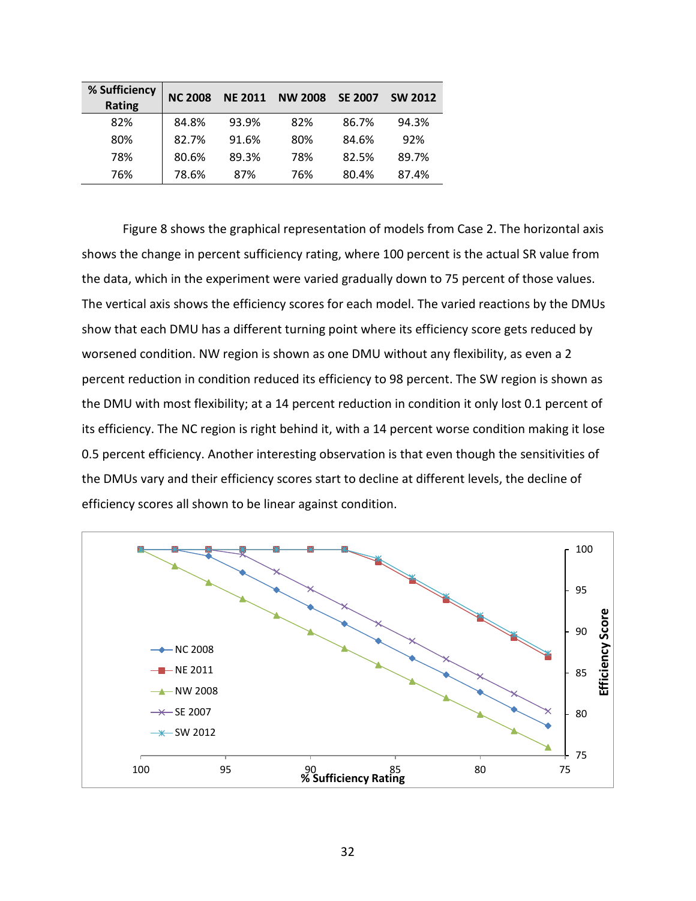| % Sufficiency Rating | NC 2008 | NE 2011 | NW 2008 | SE 2007 | SW 2012 |
| --- | --- | --- | --- | --- | --- |
| 82% | 84.8% | 93.9% | 82% | 86.7% | 94.3% |
| 80% | 82.7% | 91.6% | 80% | 84.6% | 92% |
| 78% | 80.6% | 89.3% | 78% | 82.5% | 89.7% |
| 76% | 78.6% | 87% | 76% | 80.4% | 87.4% |

Figure 8 shows the graphical representation of models from Case 2. The horizontal axis shows the change in percent sufficiency rating, where 100 percent is the actual SR value from the data, which in the experiment were varied gradually down to 75 percent of those values. The vertical axis shows the efficiency scores for each model. The varied reactions by the DMUs show that each DMU has a different turning point where its efficiency score gets reduced by worsened condition. NW region is shown as one DMU without any flexibility, as even a 2 percent reduction in condition reduced its efficiency to 98 percent. The SW region is shown as the DMU with most flexibility; at a 14 percent reduction in condition it only lost 0.1 percent of its efficiency. The NC region is right behind it, with a 14 percent worse condition making it lose 0.5 percent efficiency. Another interesting observation is that even though the sensitivities of the DMUs vary and their efficiency scores start to decline at different levels, the decline of efficiency scores all shown to be linear against condition.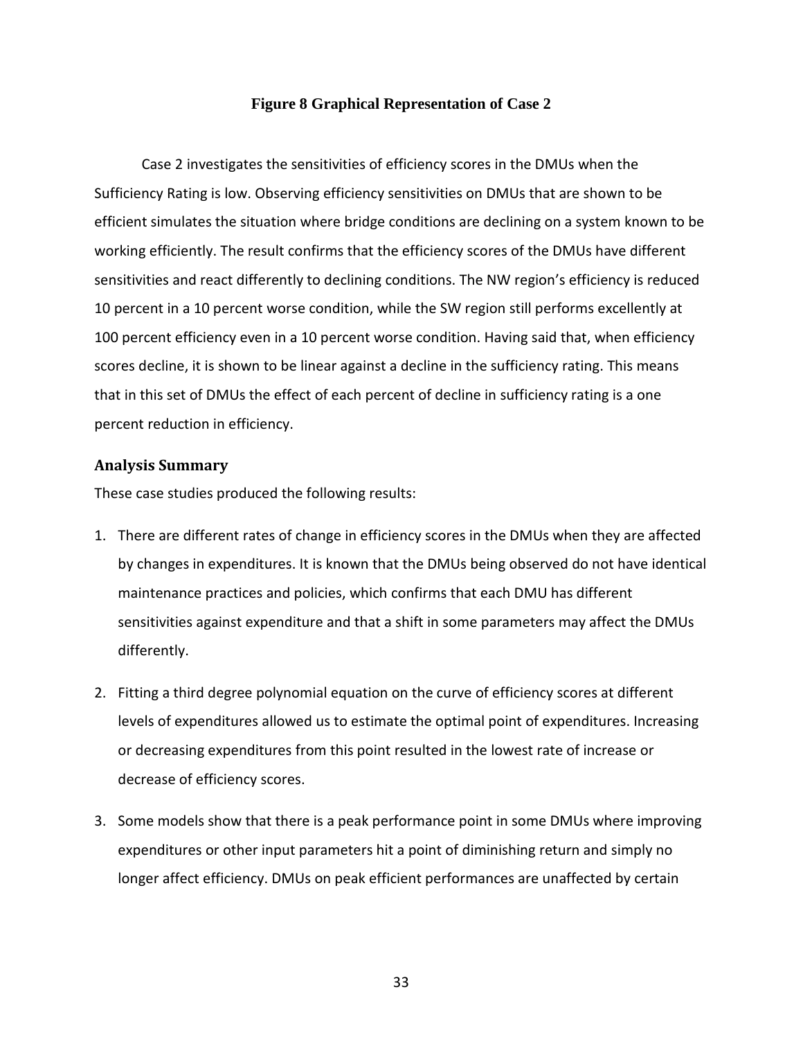**Figure 8 Graphical Representation of Case 2**

Case 2 investigates the sensitivities of efficiency scores in the DMUs when the Sufficiency Rating is low. Observing efficiency sensitivities on DMUs that are shown to be efficient simulates the situation where bridge conditions are declining on a system known to be working efficiently. The result confirms that the efficiency scores of the DMUs have different sensitivities and react differently to declining conditions. The NW region's efficiency is reduced 10 percent in a 10 percent worse condition, while the SW region still performs excellently at 100 percent efficiency even in a 10 percent worse condition. Having said that, when efficiency scores decline, it is shown to be linear against a decline in the sufficiency rating. This means that in this set of DMUs the effect of each percent of decline in sufficiency rating is a one percent reduction in efficiency.

### Analysis Summary

These case studies produced the following results:

1. There are different rates of change in efficiency scores in the DMUs when they are affected by changes in expenditures. It is known that the DMUs being observed do not have identical maintenance practices and policies, which confirms that each DMU has different sensitivities against expenditure and that a shift in some parameters may affect the DMUs differently.

2. Fitting a third degree polynomial equation on the curve of efficiency scores at different levels of expenditures allowed us to estimate the optimal point of expenditures. Increasing or decreasing expenditures from this point resulted in the lowest rate of increase or decrease of efficiency scores.

3. Some models show that there is a peak performance point in some DMUs where improving expenditures or other input parameters hit a point of diminishing return and simply no longer affect efficiency. DMUs on peak efficient performances are unaffected by certain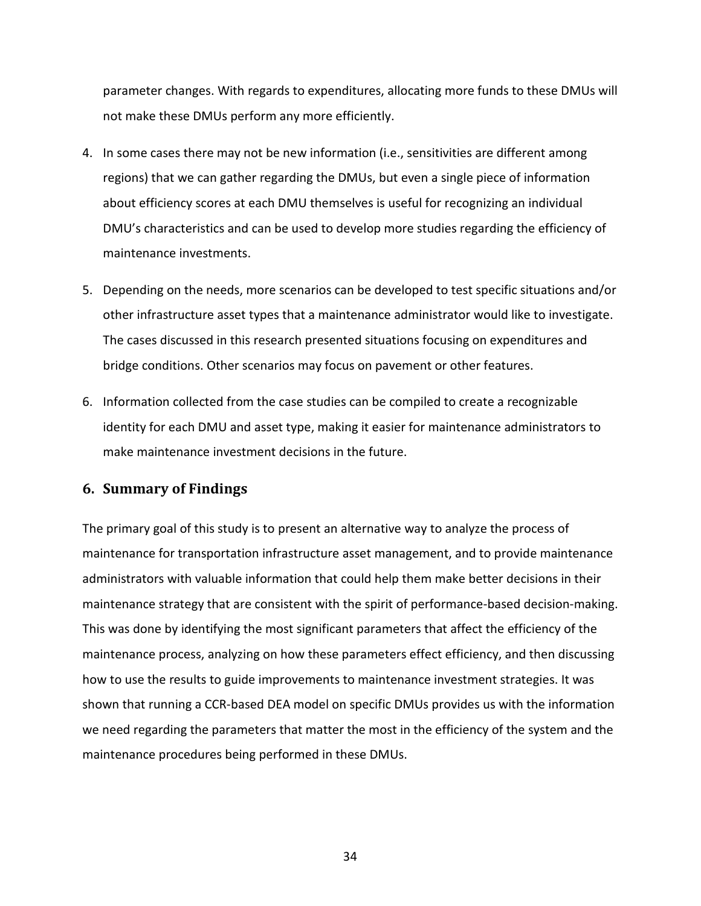parameter changes. With regards to expenditures, allocating more funds to these DMUs will not make these DMUs perform any more efficiently.

4. In some cases there may not be new information (i.e., sensitivities are different among regions) that we can gather regarding the DMUs, but even a single piece of information about efficiency scores at each DMU themselves is useful for recognizing an individual DMU's characteristics and can be used to develop more studies regarding the efficiency of maintenance investments.
5. Depending on the needs, more scenarios can be developed to test specific situations and/or other infrastructure asset types that a maintenance administrator would like to investigate. The cases discussed in this research presented situations focusing on expenditures and bridge conditions. Other scenarios may focus on pavement or other features.
6. Information collected from the case studies can be compiled to create a recognizable identity for each DMU and asset type, making it easier for maintenance administrators to make maintenance investment decisions in the future.

## 6. Summary of Findings

The primary goal of this study is to present an alternative way to analyze the process of maintenance for transportation infrastructure asset management, and to provide maintenance administrators with valuable information that could help them make better decisions in their maintenance strategy that are consistent with the spirit of performance-based decision-making. This was done by identifying the most significant parameters that affect the efficiency of the maintenance process, analyzing on how these parameters effect efficiency, and then discussing how to use the results to guide improvements to maintenance investment strategies. It was shown that running a CCR-based DEA model on specific DMUs provides us with the information we need regarding the parameters that matter the most in the efficiency of the system and the maintenance procedures being performed in these DMUs.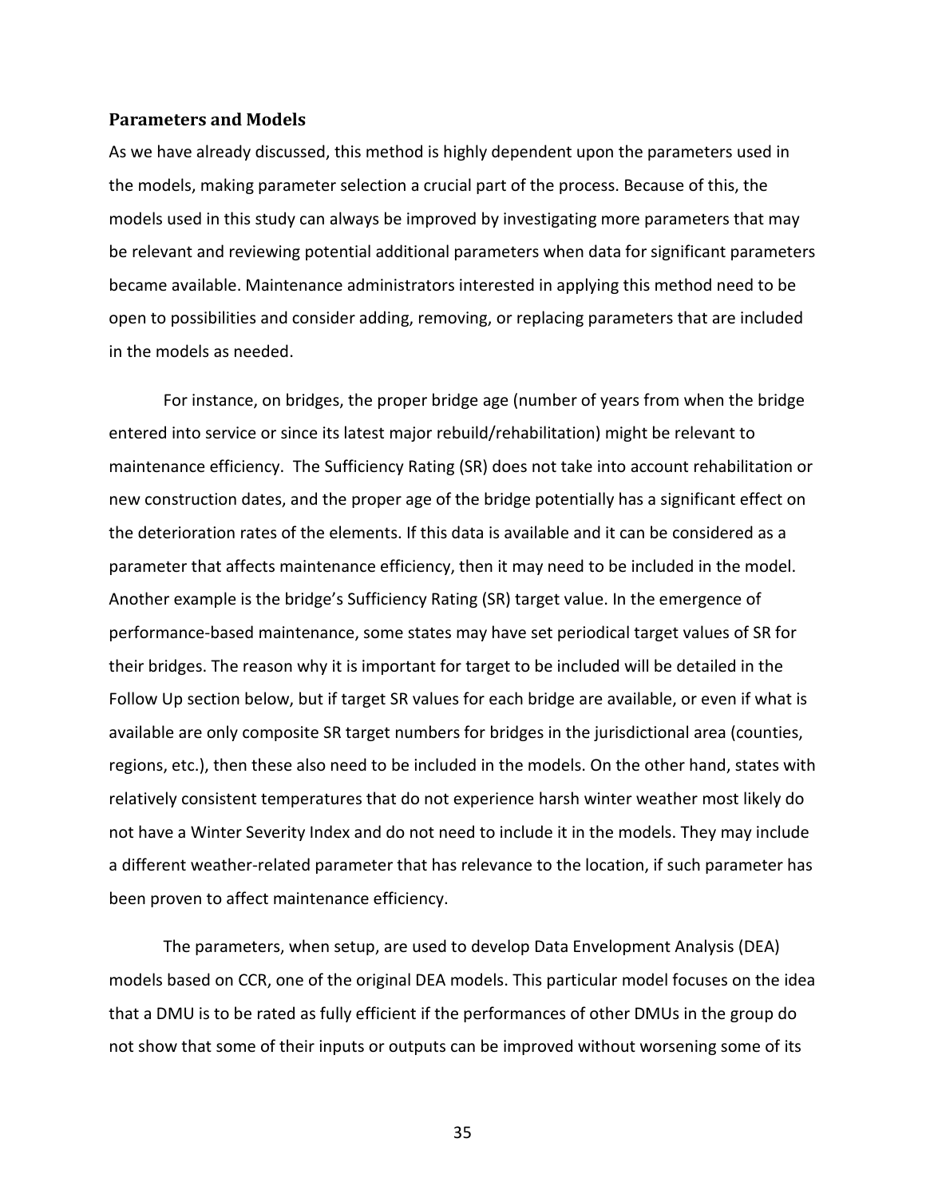## Parameters and Models

As we have already discussed, this method is highly dependent upon the parameters used in the models, making parameter selection a crucial part of the process. Because of this, the models used in this study can always be improved by investigating more parameters that may be relevant and reviewing potential additional parameters when data for significant parameters became available. Maintenance administrators interested in applying this method need to be open to possibilities and consider adding, removing, or replacing parameters that are included in the models as needed.

For instance, on bridges, the proper bridge age (number of years from when the bridge entered into service or since its latest major rebuild/rehabilitation) might be relevant to maintenance efficiency. The Sufficiency Rating (SR) does not take into account rehabilitation or new construction dates, and the proper age of the bridge potentially has a significant effect on the deterioration rates of the elements. If this data is available and it can be considered as a parameter that affects maintenance efficiency, then it may need to be included in the model. Another example is the bridge's Sufficiency Rating (SR) target value. In the emergence of performance-based maintenance, some states may have set periodical target values of SR for their bridges. The reason why it is important for target to be included will be detailed in the Follow Up section below, but if target SR values for each bridge are available, or even if what is available are only composite SR target numbers for bridges in the jurisdictional area (counties, regions, etc.), then these also need to be included in the models. On the other hand, states with relatively consistent temperatures that do not experience harsh winter weather most likely do not have a Winter Severity Index and do not need to include it in the models. They may include a different weather-related parameter that has relevance to the location, if such parameter has been proven to affect maintenance efficiency.

The parameters, when setup, are used to develop Data Envelopment Analysis (DEA) models based on CCR, one of the original DEA models. This particular model focuses on the idea that a DMU is to be rated as fully efficient if the performances of other DMUs in the group do not show that some of their inputs or outputs can be improved without worsening some of its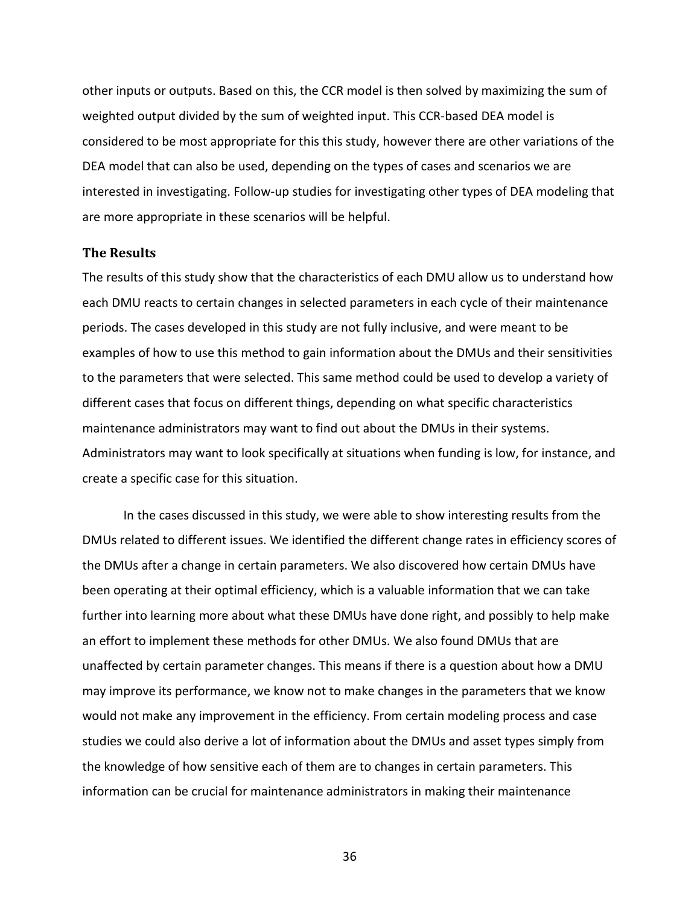other inputs or outputs. Based on this, the CCR model is then solved by maximizing the sum of weighted output divided by the sum of weighted input. This CCR-based DEA model is considered to be most appropriate for this this study, however there are other variations of the DEA model that can also be used, depending on the types of cases and scenarios we are interested in investigating. Follow-up studies for investigating other types of DEA modeling that are more appropriate in these scenarios will be helpful.

### The Results

The results of this study show that the characteristics of each DMU allow us to understand how each DMU reacts to certain changes in selected parameters in each cycle of their maintenance periods. The cases developed in this study are not fully inclusive, and were meant to be examples of how to use this method to gain information about the DMUs and their sensitivities to the parameters that were selected. This same method could be used to develop a variety of different cases that focus on different things, depending on what specific characteristics maintenance administrators may want to find out about the DMUs in their systems. Administrators may want to look specifically at situations when funding is low, for instance, and create a specific case for this situation.

In the cases discussed in this study, we were able to show interesting results from the DMUs related to different issues. We identified the different change rates in efficiency scores of the DMUs after a change in certain parameters. We also discovered how certain DMUs have been operating at their optimal efficiency, which is a valuable information that we can take further into learning more about what these DMUs have done right, and possibly to help make an effort to implement these methods for other DMUs. We also found DMUs that are unaffected by certain parameter changes. This means if there is a question about how a DMU may improve its performance, we know not to make changes in the parameters that we know would not make any improvement in the efficiency. From certain modeling process and case studies we could also derive a lot of information about the DMUs and asset types simply from the knowledge of how sensitive each of them are to changes in certain parameters. This information can be crucial for maintenance administrators in making their maintenance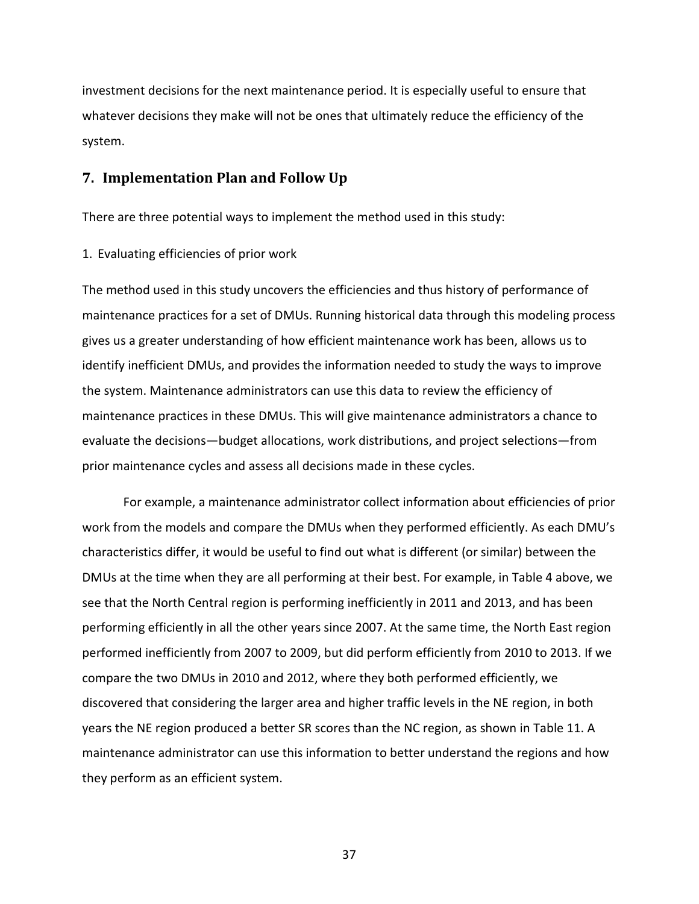investment decisions for the next maintenance period. It is especially useful to ensure that whatever decisions they make will not be ones that ultimately reduce the efficiency of the system.

## 7. Implementation Plan and Follow Up

There are three potential ways to implement the method used in this study:

1. Evaluating efficiencies of prior work

The method used in this study uncovers the efficiencies and thus history of performance of maintenance practices for a set of DMUs. Running historical data through this modeling process gives us a greater understanding of how efficient maintenance work has been, allows us to identify inefficient DMUs, and provides the information needed to study the ways to improve the system. Maintenance administrators can use this data to review the efficiency of maintenance practices in these DMUs. This will give maintenance administrators a chance to evaluate the decisions—budget allocations, work distributions, and project selections—from prior maintenance cycles and assess all decisions made in these cycles.

For example, a maintenance administrator collect information about efficiencies of prior work from the models and compare the DMUs when they performed efficiently. As each DMU's characteristics differ, it would be useful to find out what is different (or similar) between the DMUs at the time when they are all performing at their best. For example, in Table 4 above, we see that the North Central region is performing inefficiently in 2011 and 2013, and has been performing efficiently in all the other years since 2007. At the same time, the North East region performed inefficiently from 2007 to 2009, but did perform efficiently from 2010 to 2013. If we compare the two DMUs in 2010 and 2012, where they both performed efficiently, we discovered that considering the larger area and higher traffic levels in the NE region, in both years the NE region produced a better SR scores than the NC region, as shown in Table 11. A maintenance administrator can use this information to better understand the regions and how they perform as an efficient system.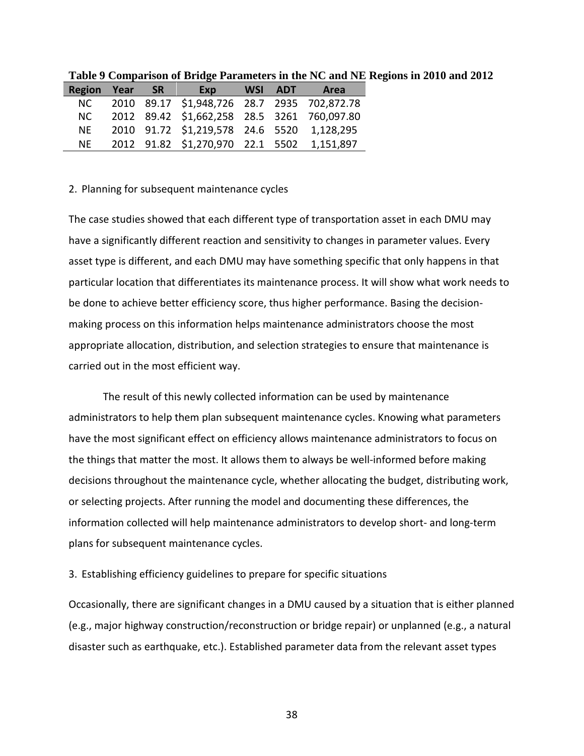**Table 9 Comparison of Bridge Parameters in the NC and NE Regions in 2010 and 2012**

| Region | Year | SR | Exp | WSI | ADT | Area |
|---|---|---|---|---|---|---|
| NC | 2010 | 89.17 | $1,948,726 | 28.7 | 2935 | 702,872.78 |
| NC | 2012 | 89.42 | $1,662,258 | 28.5 | 3261 | 760,097.80 |
| NE | 2010 | 91.72 | $1,219,578 | 24.6 | 5520 | 1,128,295 |
| NE | 2012 | 91.82 | $1,270,970 | 22.1 | 5502 | 1,151,897 |

2. Planning for subsequent maintenance cycles

The case studies showed that each different type of transportation asset in each DMU may have a significantly different reaction and sensitivity to changes in parameter values. Every asset type is different, and each DMU may have something specific that only happens in that particular location that differentiates its maintenance process. It will show what work needs to be done to achieve better efficiency score, thus higher performance. Basing the decision-making process on this information helps maintenance administrators choose the most appropriate allocation, distribution, and selection strategies to ensure that maintenance is carried out in the most efficient way.

The result of this newly collected information can be used by maintenance administrators to help them plan subsequent maintenance cycles. Knowing what parameters have the most significant effect on efficiency allows maintenance administrators to focus on the things that matter the most. It allows them to always be well-informed before making decisions throughout the maintenance cycle, whether allocating the budget, distributing work, or selecting projects. After running the model and documenting these differences, the information collected will help maintenance administrators to develop short- and long-term plans for subsequent maintenance cycles.

3. Establishing efficiency guidelines to prepare for specific situations

Occasionally, there are significant changes in a DMU caused by a situation that is either planned (e.g., major highway construction/reconstruction or bridge repair) or unplanned (e.g., a natural disaster such as earthquake, etc.). Established parameter data from the relevant asset types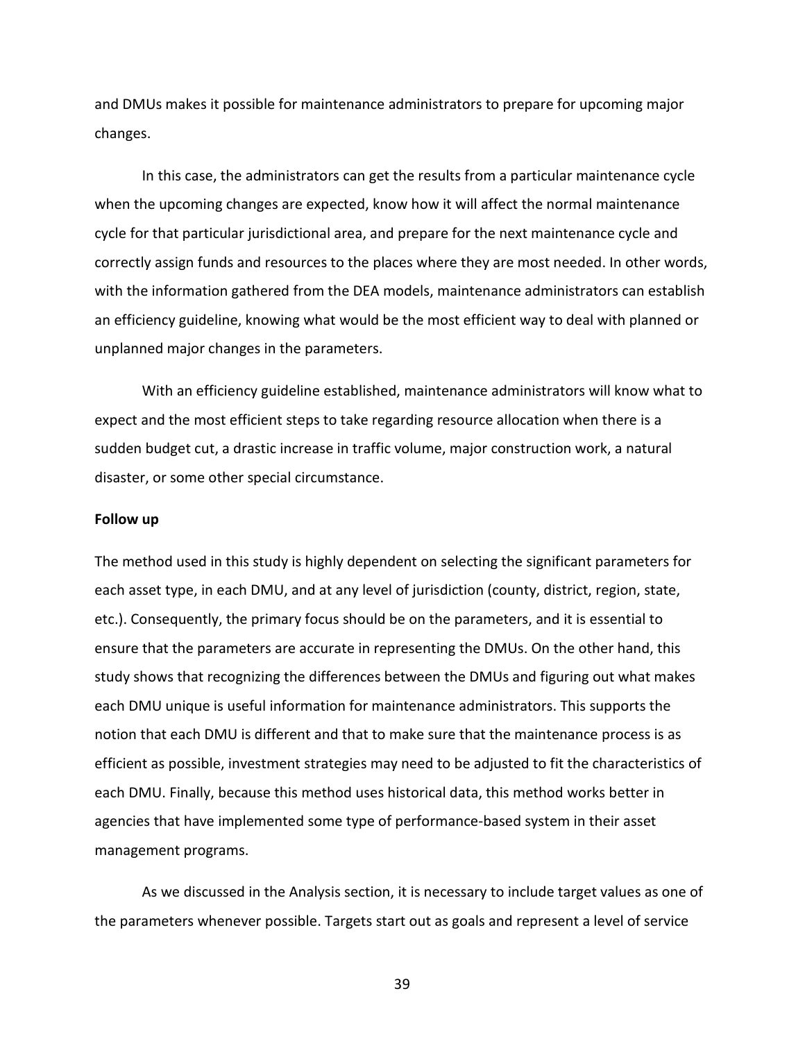and DMUs makes it possible for maintenance administrators to prepare for upcoming major changes.

In this case, the administrators can get the results from a particular maintenance cycle when the upcoming changes are expected, know how it will affect the normal maintenance cycle for that particular jurisdictional area, and prepare for the next maintenance cycle and correctly assign funds and resources to the places where they are most needed. In other words, with the information gathered from the DEA models, maintenance administrators can establish an efficiency guideline, knowing what would be the most efficient way to deal with planned or unplanned major changes in the parameters.

With an efficiency guideline established, maintenance administrators will know what to expect and the most efficient steps to take regarding resource allocation when there is a sudden budget cut, a drastic increase in traffic volume, major construction work, a natural disaster, or some other special circumstance.

**Follow up**

The method used in this study is highly dependent on selecting the significant parameters for each asset type, in each DMU, and at any level of jurisdiction (county, district, region, state, etc.). Consequently, the primary focus should be on the parameters, and it is essential to ensure that the parameters are accurate in representing the DMUs. On the other hand, this study shows that recognizing the differences between the DMUs and figuring out what makes each DMU unique is useful information for maintenance administrators. This supports the notion that each DMU is different and that to make sure that the maintenance process is as efficient as possible, investment strategies may need to be adjusted to fit the characteristics of each DMU. Finally, because this method uses historical data, this method works better in agencies that have implemented some type of performance-based system in their asset management programs.

As we discussed in the Analysis section, it is necessary to include target values as one of the parameters whenever possible. Targets start out as goals and represent a level of service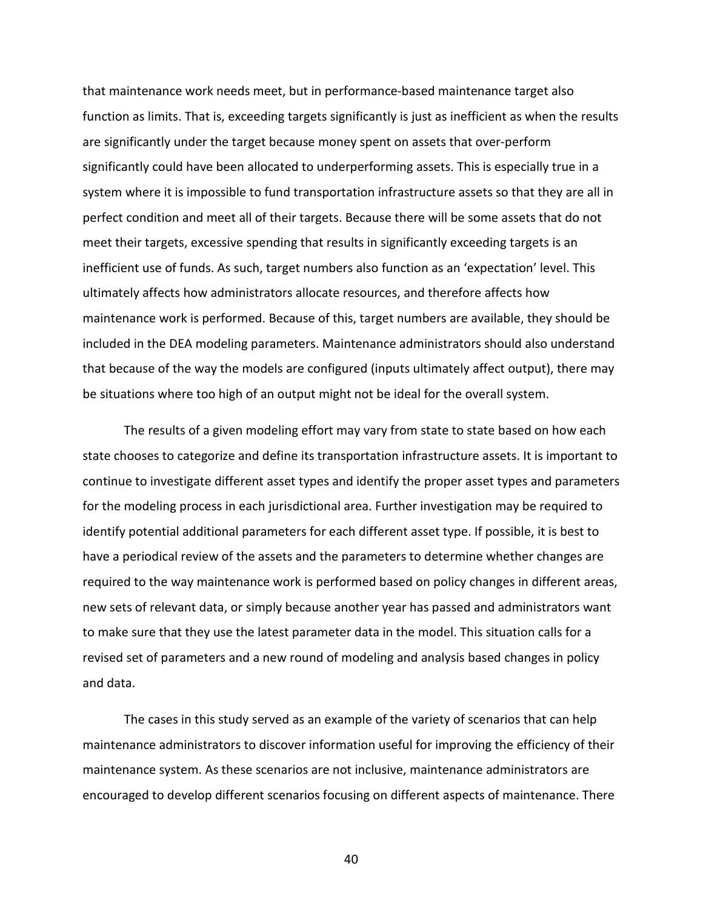that maintenance work needs meet, but in performance-based maintenance target also function as limits. That is, exceeding targets significantly is just as inefficient as when the results are significantly under the target because money spent on assets that over-perform significantly could have been allocated to underperforming assets. This is especially true in a system where it is impossible to fund transportation infrastructure assets so that they are all in perfect condition and meet all of their targets. Because there will be some assets that do not meet their targets, excessive spending that results in significantly exceeding targets is an inefficient use of funds. As such, target numbers also function as an 'expectation' level. This ultimately affects how administrators allocate resources, and therefore affects how maintenance work is performed. Because of this, target numbers are available, they should be included in the DEA modeling parameters. Maintenance administrators should also understand that because of the way the models are configured (inputs ultimately affect output), there may be situations where too high of an output might not be ideal for the overall system.

The results of a given modeling effort may vary from state to state based on how each state chooses to categorize and define its transportation infrastructure assets. It is important to continue to investigate different asset types and identify the proper asset types and parameters for the modeling process in each jurisdictional area. Further investigation may be required to identify potential additional parameters for each different asset type. If possible, it is best to have a periodical review of the assets and the parameters to determine whether changes are required to the way maintenance work is performed based on policy changes in different areas, new sets of relevant data, or simply because another year has passed and administrators want to make sure that they use the latest parameter data in the model. This situation calls for a revised set of parameters and a new round of modeling and analysis based changes in policy and data.

The cases in this study served as an example of the variety of scenarios that can help maintenance administrators to discover information useful for improving the efficiency of their maintenance system. As these scenarios are not inclusive, maintenance administrators are encouraged to develop different scenarios focusing on different aspects of maintenance. There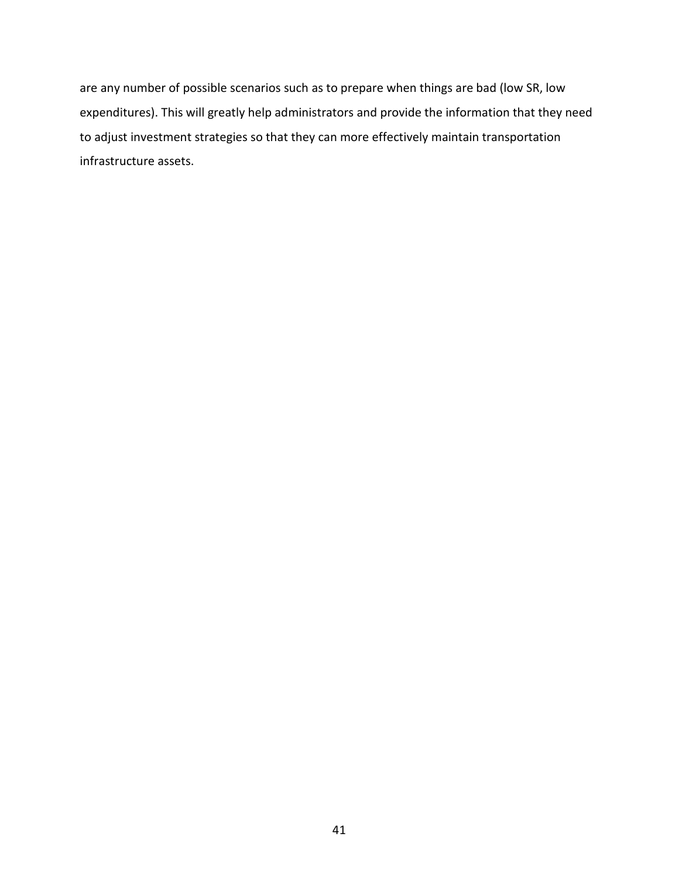are any number of possible scenarios such as to prepare when things are bad (low SR, low expenditures). This will greatly help administrators and provide the information that they need to adjust investment strategies so that they can more effectively maintain transportation infrastructure assets.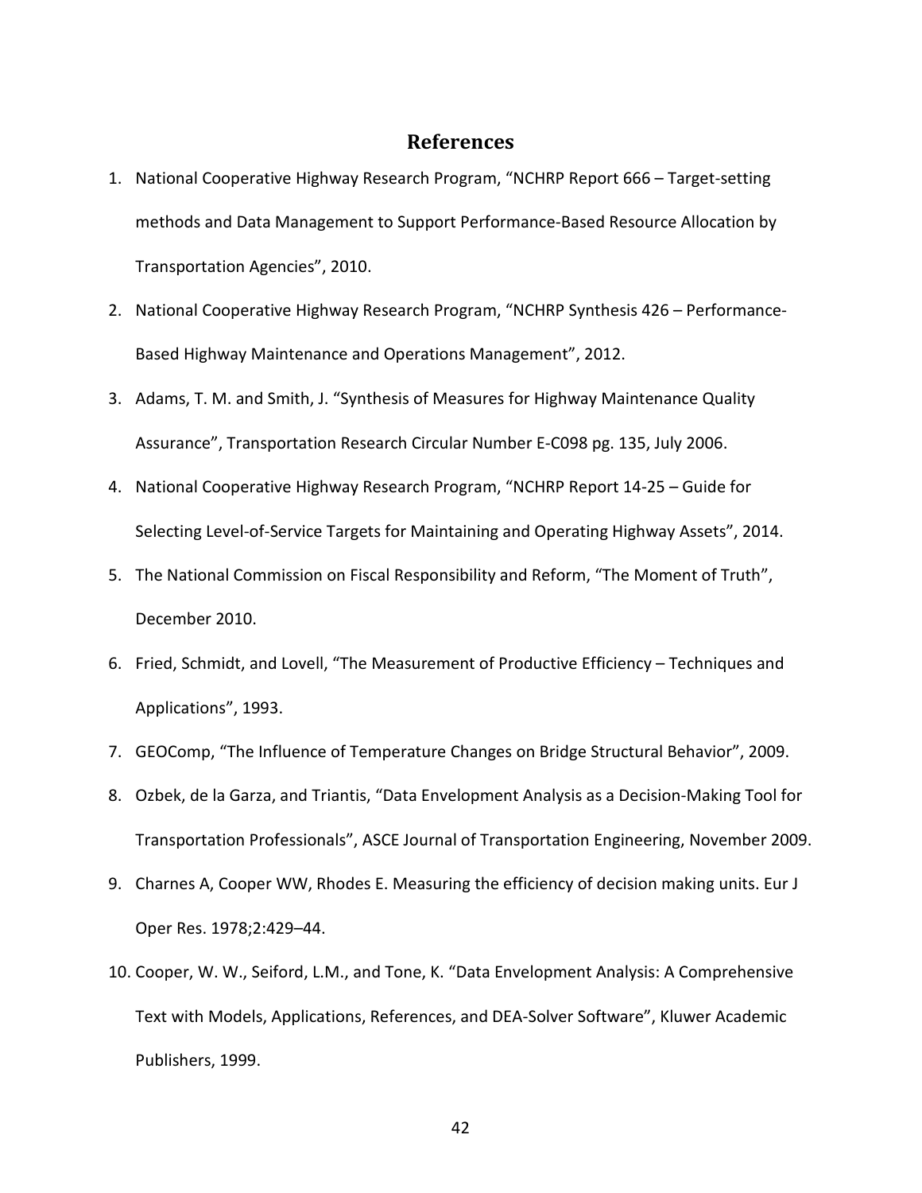# References

1. National Cooperative Highway Research Program, "NCHRP Report 666 – Target-setting methods and Data Management to Support Performance-Based Resource Allocation by Transportation Agencies", 2010.
2. National Cooperative Highway Research Program, "NCHRP Synthesis 426 – Performance-Based Highway Maintenance and Operations Management", 2012.
3. Adams, T. M. and Smith, J. "Synthesis of Measures for Highway Maintenance Quality Assurance", Transportation Research Circular Number E-C098 pg. 135, July 2006.
4. National Cooperative Highway Research Program, "NCHRP Report 14-25 – Guide for Selecting Level-of-Service Targets for Maintaining and Operating Highway Assets", 2014.
5. The National Commission on Fiscal Responsibility and Reform, "The Moment of Truth", December 2010.
6. Fried, Schmidt, and Lovell, "The Measurement of Productive Efficiency – Techniques and Applications", 1993.
7. GEOComp, "The Influence of Temperature Changes on Bridge Structural Behavior", 2009.
8. Ozbek, de la Garza, and Triantis, "Data Envelopment Analysis as a Decision-Making Tool for Transportation Professionals", ASCE Journal of Transportation Engineering, November 2009.
9. Charnes A, Cooper WW, Rhodes E. Measuring the efficiency of decision making units. Eur J Oper Res. 1978;2:429–44.
10. Cooper, W. W., Seiford, L.M., and Tone, K. "Data Envelopment Analysis: A Comprehensive Text with Models, Applications, References, and DEA-Solver Software", Kluwer Academic Publishers, 1999.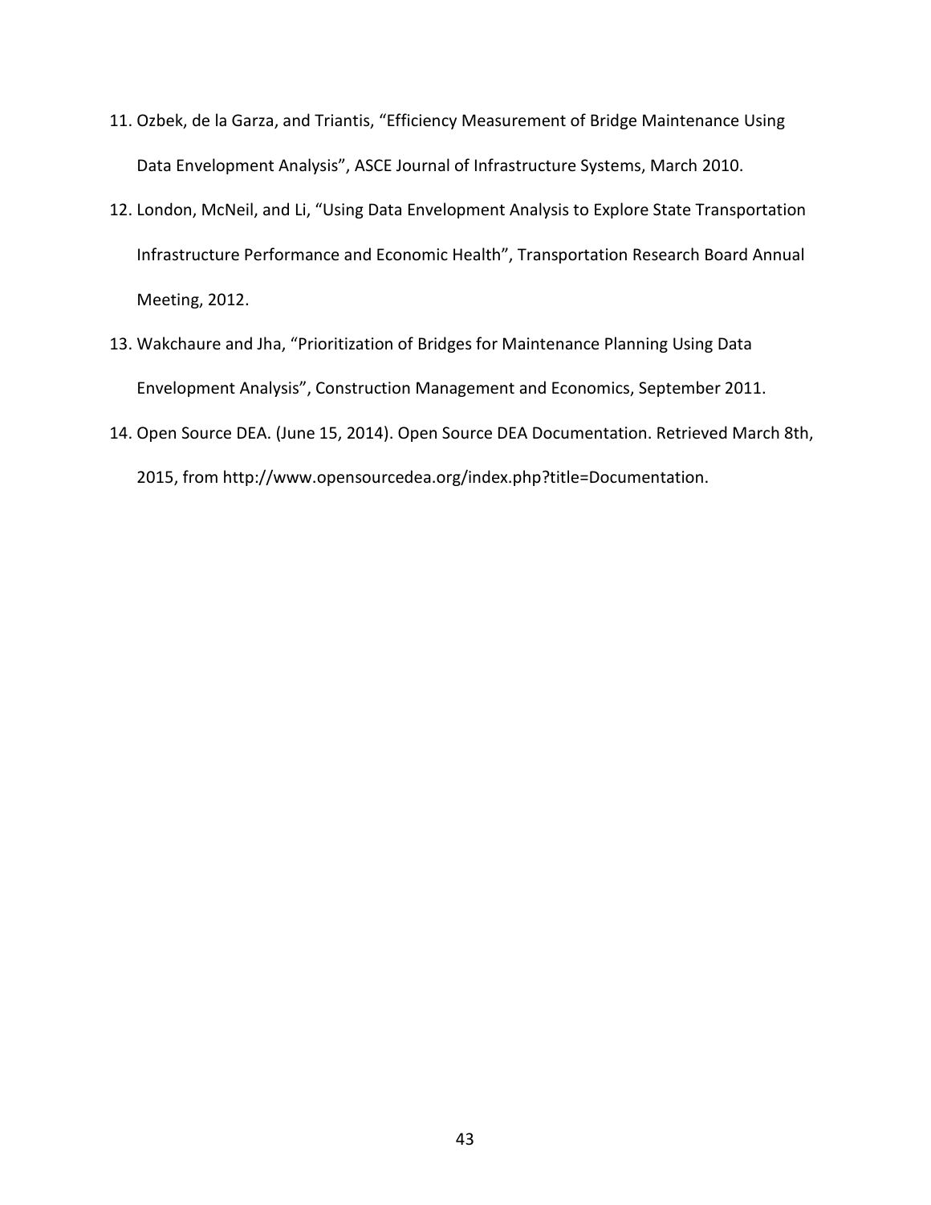11. Ozbek, de la Garza, and Triantis, “Efficiency Measurement of Bridge Maintenance Using Data Envelopment Analysis”, ASCE Journal of Infrastructure Systems, March 2010.
12. London, McNeil, and Li, “Using Data Envelopment Analysis to Explore State Transportation Infrastructure Performance and Economic Health”, Transportation Research Board Annual Meeting, 2012.
13. Wakchaure and Jha, “Prioritization of Bridges for Maintenance Planning Using Data Envelopment Analysis”, Construction Management and Economics, September 2011.
14. Open Source DEA. (June 15, 2014). Open Source DEA Documentation. Retrieved March 8th, 2015, from http://www.opensourcedea.org/index.php?title=Documentation.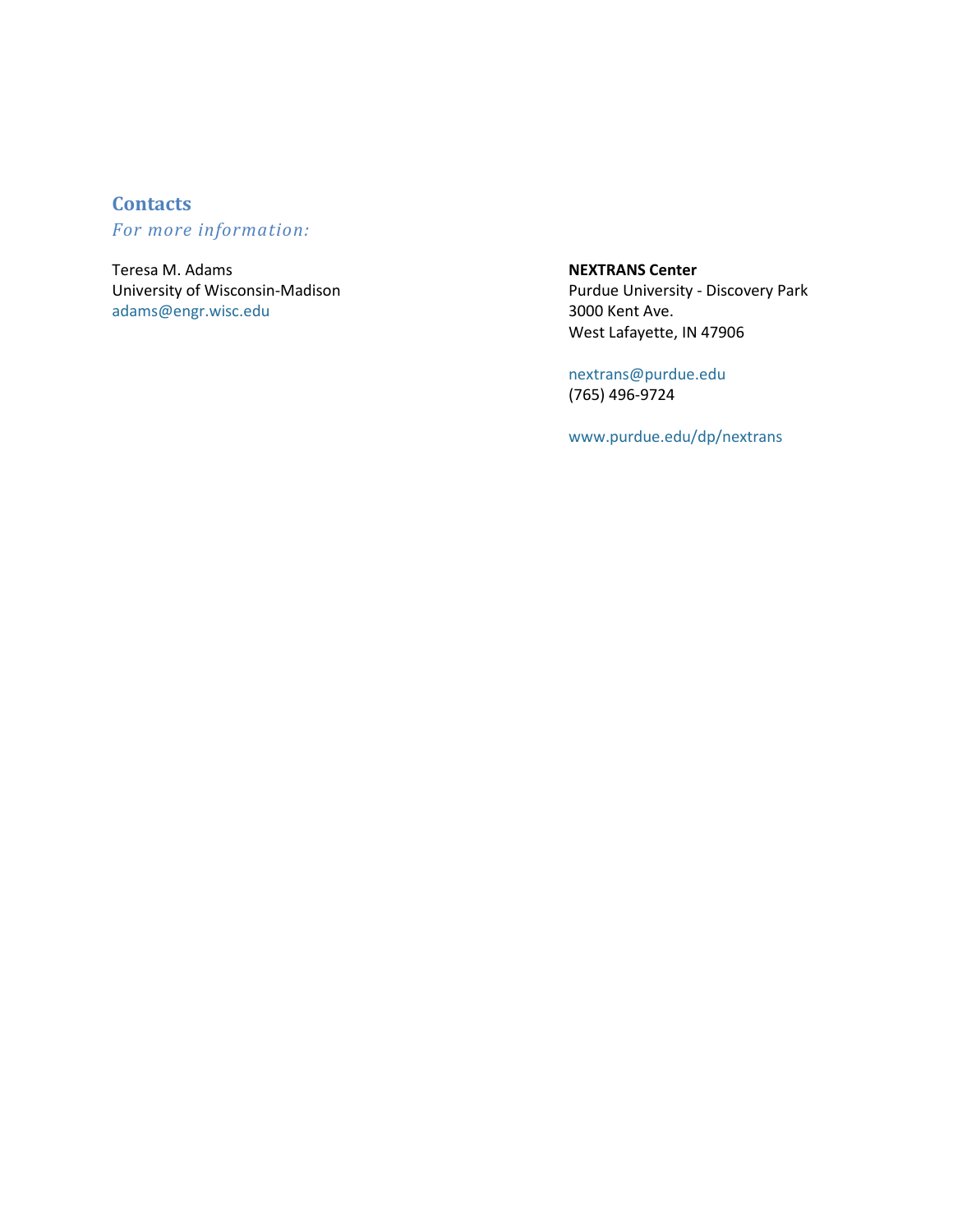## Contacts

*For more information:*

Teresa M. Adams
University of Wisconsin-Madison
adams@engr.wisc.edu

**NEXTRANS Center**
Purdue University - Discovery Park
3000 Kent Ave.
West Lafayette, IN 47906

nextrans@purdue.edu
(765) 496-9724

www.purdue.edu/dp/nextrans